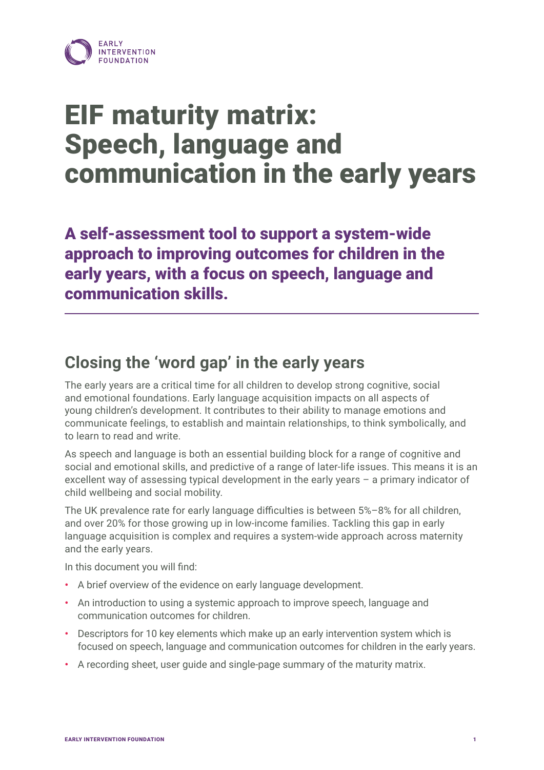# EIF maturity matrix: Speech, language and communication in the early years

**A self-assessment tool to support a system-wide approach to improving outcomes for children in the early years, with a focus on speech, language and communication skills.**

## Closing the 'word gap' in the early years

The early years are a critical time for all children to develop strong cognitive, social and emotional foundations. Early language acquisition impacts on all aspects of young children's development. It contributes to their ability to manage emotions and communicate feelings, to establish and maintain relationships, to think symbolically, and to learn to read and write.

As speech and language is both an essential building block for a range of cognitive and social and emotional skills, and predictive of a range of later-life issues. This means it is an excellent way of assessing typical development in the early years – a primary indicator of child wellbeing and social mobility.

The UK prevalence rate for early language difficulties is between 5%–8% for all children, and over 20% for those growing up in low-income families. Tackling this gap in early language acquisition is complex and requires a system-wide approach across maternity and the early years.

In this document you will find:

- A brief overview of the evidence on early language development.
- An introduction to using a systemic approach to improve speech, language and communication outcomes for children.
- Descriptors for 10 key elements which make up an early intervention system which is focused on speech, language and communication outcomes for children in the early years.
- A recording sheet, user guide and single-page summary of the maturity matrix.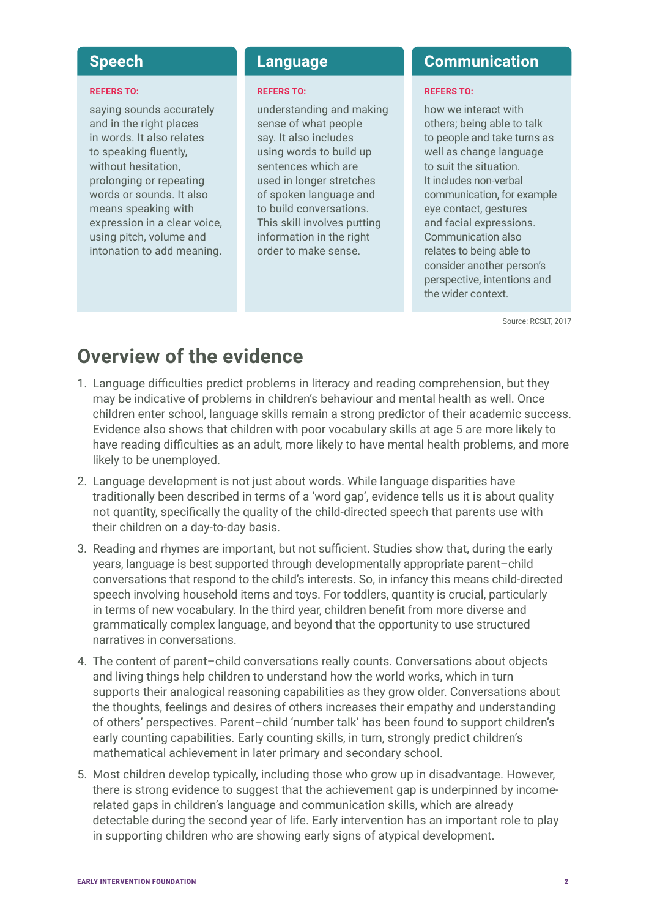### Speech

**REFERS TO:**

saying sounds accurately and in the right places in words. It also relates to speaking fluently, without hesitation, prolonging or repeating words or sounds. It also means speaking with expression in a clear voice, using pitch, volume and intonation to add meaning.

### Language

**REFERS TO:**

understanding and making sense of what people say. It also includes using words to build up sentences which are used in longer stretches of spoken language and to build conversations. This skill involves putting information in the right order to make sense.

### Communication

**REFERS TO:**

how we interact with others; being able to talk to people and take turns as well as change language to suit the situation. It includes non-verbal communication, for example eye contact, gestures and facial expressions. Communication also relates to being able to consider another person's perspective, intentions and the wider context.

Source: RCSLT, 2017

## Overview of the evidence

1. Language difficulties predict problems in literacy and reading comprehension, but they may be indicative of problems in children's behaviour and mental health as well. Once children enter school, language skills remain a strong predictor of their academic success. Evidence also shows that children with poor vocabulary skills at age 5 are more likely to have reading difficulties as an adult, more likely to have mental health problems, and more likely to be unemployed.
2. Language development is not just about words. While language disparities have traditionally been described in terms of a 'word gap', evidence tells us it is about quality not quantity, specifically the quality of the child-directed speech that parents use with their children on a day-to-day basis.
3. Reading and rhymes are important, but not sufficient. Studies show that, during the early years, language is best supported through developmentally appropriate parent–child conversations that respond to the child's interests. So, in infancy this means child-directed speech involving household items and toys. For toddlers, quantity is crucial, particularly in terms of new vocabulary. In the third year, children benefit from more diverse and grammatically complex language, and beyond that the opportunity to use structured narratives in conversations.
4. The content of parent–child conversations really counts. Conversations about objects and living things help children to understand how the world works, which in turn supports their analogical reasoning capabilities as they grow older. Conversations about the thoughts, feelings and desires of others increases their empathy and understanding of others' perspectives. Parent–child 'number talk' has been found to support children's early counting capabilities. Early counting skills, in turn, strongly predict children's mathematical achievement in later primary and secondary school.
5. Most children develop typically, including those who grow up in disadvantage. However, there is strong evidence to suggest that the achievement gap is underpinned by income-related gaps in children's language and communication skills, which are already detectable during the second year of life. Early intervention has an important role to play in supporting children who are showing early signs of atypical development.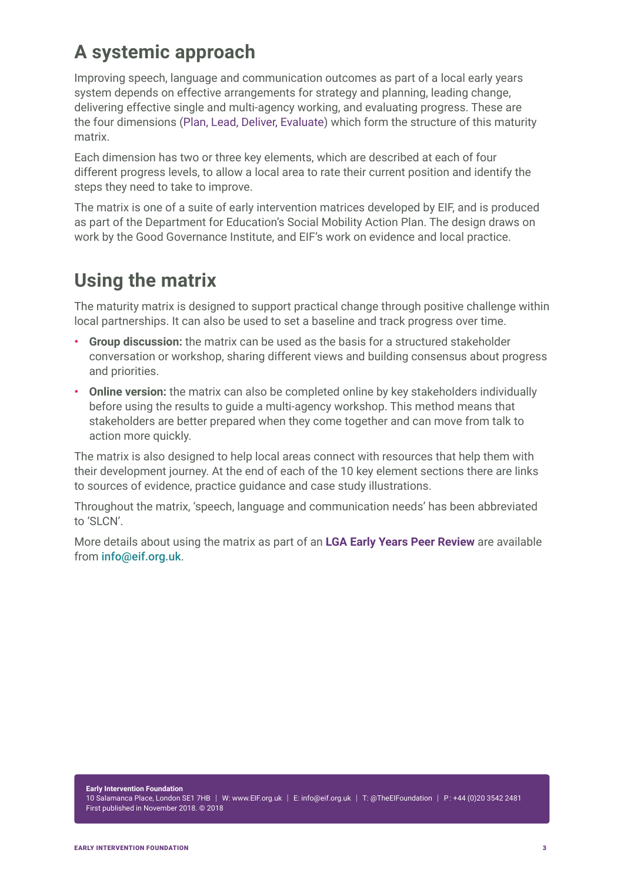## A systemic approach

Improving speech, language and communication outcomes as part of a local early years system depends on effective arrangements for strategy and planning, leading change, delivering effective single and multi-agency working, and evaluating progress. These are the four dimensions (Plan, Lead, Deliver, Evaluate) which form the structure of this maturity matrix.

Each dimension has two or three key elements, which are described at each of four different progress levels, to allow a local area to rate their current position and identify the steps they need to take to improve.

The matrix is one of a suite of early intervention matrices developed by EIF, and is produced as part of the Department for Education's Social Mobility Action Plan. The design draws on work by the Good Governance Institute, and EIF's work on evidence and local practice.

## Using the matrix

The maturity matrix is designed to support practical change through positive challenge within local partnerships. It can also be used to set a baseline and track progress over time.

- **Group discussion:** the matrix can be used as the basis for a structured stakeholder conversation or workshop, sharing different views and building consensus about progress and priorities.
- **Online version:** the matrix can also be completed online by key stakeholders individually before using the results to guide a multi-agency workshop. This method means that stakeholders are better prepared when they come together and can move from talk to action more quickly.

The matrix is also designed to help local areas connect with resources that help them with their development journey. At the end of each of the 10 key element sections there are links to sources of evidence, practice guidance and case study illustrations.

Throughout the matrix, 'speech, language and communication needs' has been abbreviated to 'SLCN'.

More details about using the matrix as part of an **LGA Early Years Peer Review** are available from info@eif.org.uk.

**Early Intervention Foundation**
10 Salamanca Place, London SE1 7HB | W: www.EIF.org.uk | E: info@eif.org.uk | T: @TheEIFoundation | P: +44 (0)20 3542 2481
First published in November 2018. © 2018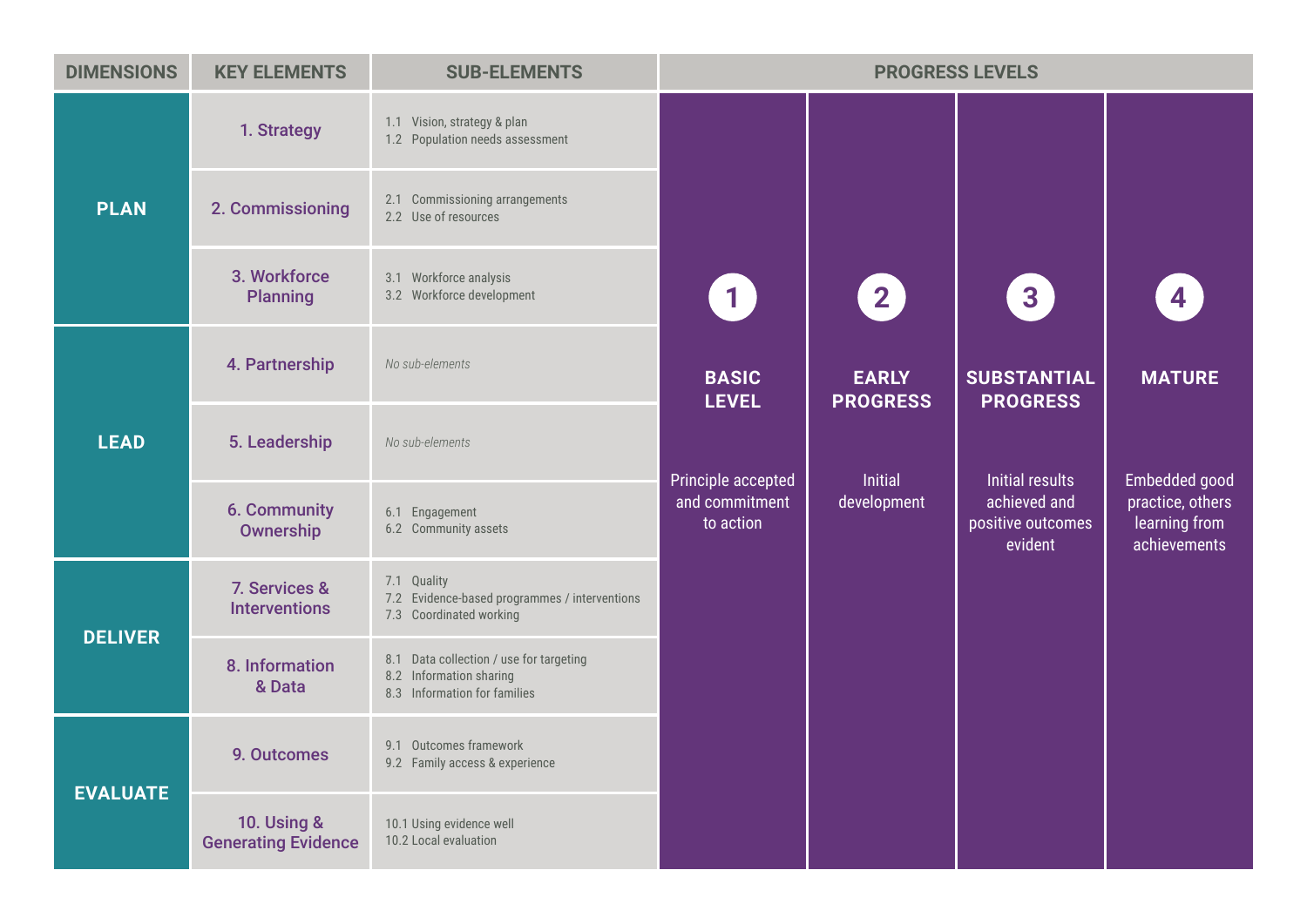| DIMENSIONS | KEY ELEMENTS | SUB-ELEMENTS |
|---|---|---|
| PLAN | 1. Strategy | 1.1 Vision, strategy & plan<br>1.2 Population needs assessment |
| | 2. Commissioning | 2.1 Commissioning arrangements<br>2.2 Use of resources |
| | 3. Workforce Planning | 3.1 Workforce analysis<br>3.2 Workforce development |
| LEAD | 4. Partnership | *No sub-elements* |
| | 5. Leadership | *No sub-elements* |
| | 6. Community Ownership | 6.1 Engagement<br>6.2 Community assets |
| DELIVER | 7. Services & Interventions | 7.1 Quality<br>7.2 Evidence-based programmes / interventions<br>7.3 Coordinated working |
| | 8. Information & Data | 8.1 Data collection / use for targeting<br>8.2 Information sharing<br>8.3 Information for families |
| EVALUATE | 9. Outcomes | 9.1 Outcomes framework<br>9.2 Family access & experience |
| | 10. Using & Generating Evidence | 10.1 Using evidence well<br>10.2 Local evaluation |

| PROGRESS LEVELS | | | |
|---|---|---|---|
| 1 | 2 | 3 | 4 |
| **BASIC LEVEL** | **EARLY PROGRESS** | **SUBSTANTIAL PROGRESS** | **MATURE** |
| Principle accepted and commitment to action | Initial development | Initial results achieved and positive outcomes evident | Embedded good practice, others learning from achievements |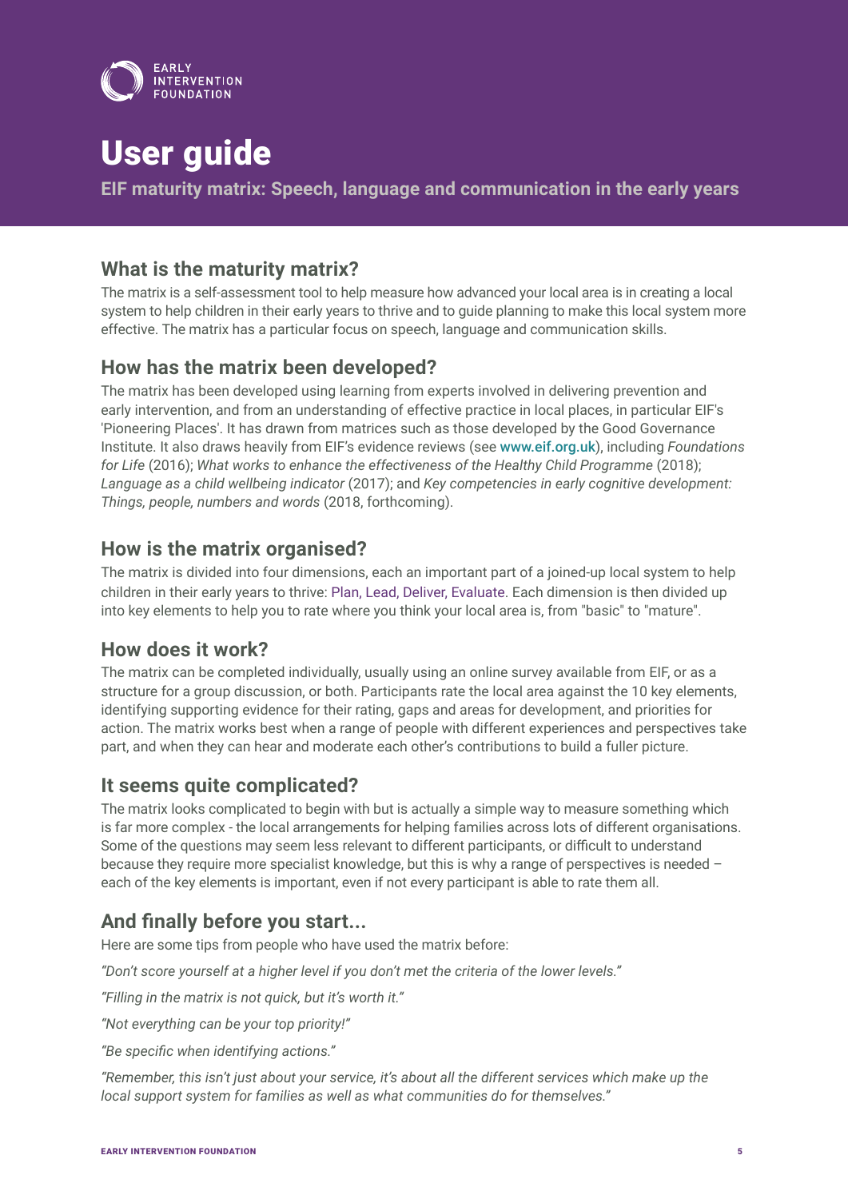# User guide

**EIF maturity matrix: Speech, language and communication in the early years**

## What is the maturity matrix?

The matrix is a self-assessment tool to help measure how advanced your local area is in creating a local system to help children in their early years to thrive and to guide planning to make this local system more effective. The matrix has a particular focus on speech, language and communication skills.

## How has the matrix been developed?

The matrix has been developed using learning from experts involved in delivering prevention and early intervention, and from an understanding of effective practice in local places, in particular EIF's 'Pioneering Places'. It has drawn from matrices such as those developed by the Good Governance Institute. It also draws heavily from EIF's evidence reviews (see www.eif.org.uk), including *Foundations for Life* (2016); *What works to enhance the effectiveness of the Healthy Child Programme* (2018); *Language as a child wellbeing indicator* (2017); and *Key competencies in early cognitive development: Things, people, numbers and words* (2018, forthcoming).

## How is the matrix organised?

The matrix is divided into four dimensions, each an important part of a joined-up local system to help children in their early years to thrive: Plan, Lead, Deliver, Evaluate. Each dimension is then divided up into key elements to help you to rate where you think your local area is, from "basic" to "mature".

## How does it work?

The matrix can be completed individually, usually using an online survey available from EIF, or as a structure for a group discussion, or both. Participants rate the local area against the 10 key elements, identifying supporting evidence for their rating, gaps and areas for development, and priorities for action. The matrix works best when a range of people with different experiences and perspectives take part, and when they can hear and moderate each other's contributions to build a fuller picture.

## It seems quite complicated?

The matrix looks complicated to begin with but is actually a simple way to measure something which is far more complex - the local arrangements for helping families across lots of different organisations. Some of the questions may seem less relevant to different participants, or difficult to understand because they require more specialist knowledge, but this is why a range of perspectives is needed – each of the key elements is important, even if not every participant is able to rate them all.

## And finally before you start...

Here are some tips from people who have used the matrix before:

*"Don't score yourself at a higher level if you don't met the criteria of the lower levels."*

*"Filling in the matrix is not quick, but it's worth it."*

*"Not everything can be your top priority!"*

*"Be specific when identifying actions."*

*"Remember, this isn't just about your service, it's about all the different services which make up the local support system for families as well as what communities do for themselves."*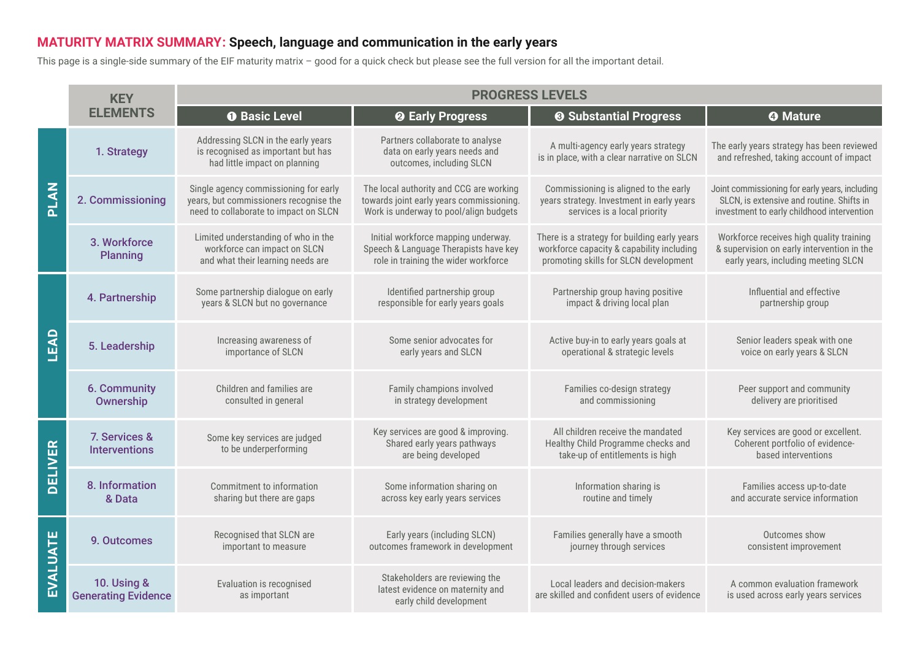## MATURITY MATRIX SUMMARY: Speech, language and communication in the early years

This page is a single-side summary of the EIF maturity matrix – good for a quick check but please see the full version for all the important detail.

| | KEY ELEMENTS | PROGRESS LEVELS | | | |
|---|---|---|---|---|---|
| | | ❶ Basic Level | ❷ Early Progress | ❸ Substantial Progress | ❹ Mature |
| PLAN | 1. Strategy | Addressing SLCN in the early years is recognised as important but has had little impact on planning | Partners collaborate to analyse data on early years needs and outcomes, including SLCN | A multi-agency early years strategy is in place, with a clear narrative on SLCN | The early years strategy has been reviewed and refreshed, taking account of impact |
| | 2. Commissioning | Single agency commissioning for early years, but commissioners recognise the need to collaborate to impact on SLCN | The local authority and CCG are working towards joint early years commissioning. Work is underway to pool/align budgets | Commissioning is aligned to the early years strategy. Investment in early years services is a local priority | Joint commissioning for early years, including SLCN, is extensive and routine. Shifts in investment to early childhood intervention |
| | 3. Workforce Planning | Limited understanding of who in the workforce can impact on SLCN and what their learning needs are | Initial workforce mapping underway. Speech & Language Therapists have key role in training the wider workforce | There is a strategy for building early years workforce capacity & capability including promoting skills for SLCN development | Workforce receives high quality training & supervision on early intervention in the early years, including meeting SLCN |
| LEAD | 4. Partnership | Some partnership dialogue on early years & SLCN but no governance | Identified partnership group responsible for early years goals | Partnership group having positive impact & driving local plan | Influential and effective partnership group |
| | 5. Leadership | Increasing awareness of importance of SLCN | Some senior advocates for early years and SLCN | Active buy-in to early years goals at operational & strategic levels | Senior leaders speak with one voice on early years & SLCN |
| | 6. Community Ownership | Children and families are consulted in general | Family champions involved in strategy development | Families co-design strategy and commissioning | Peer support and community delivery are prioritised |
| DELIVER | 7. Services & Interventions | Some key services are judged to be underperforming | Key services are good & improving. Shared early years pathways are being developed | All children receive the mandated Healthy Child Programme checks and take-up of entitlements is high | Key services are good or excellent. Coherent portfolio of evidence-based interventions |
| | 8. Information & Data | Commitment to information sharing but there are gaps | Some information sharing on across key early years services | Information sharing is routine and timely | Families access up-to-date and accurate service information |
| EVALUATE | 9. Outcomes | Recognised that SLCN are important to measure | Early years (including SLCN) outcomes framework in development | Families generally have a smooth journey through services | Outcomes show consistent improvement |
| | 10. Using & Generating Evidence | Evaluation is recognised as important | Stakeholders are reviewing the latest evidence on maternity and early child development | Local leaders and decision-makers are skilled and confident users of evidence | A common evaluation framework is used across early years services |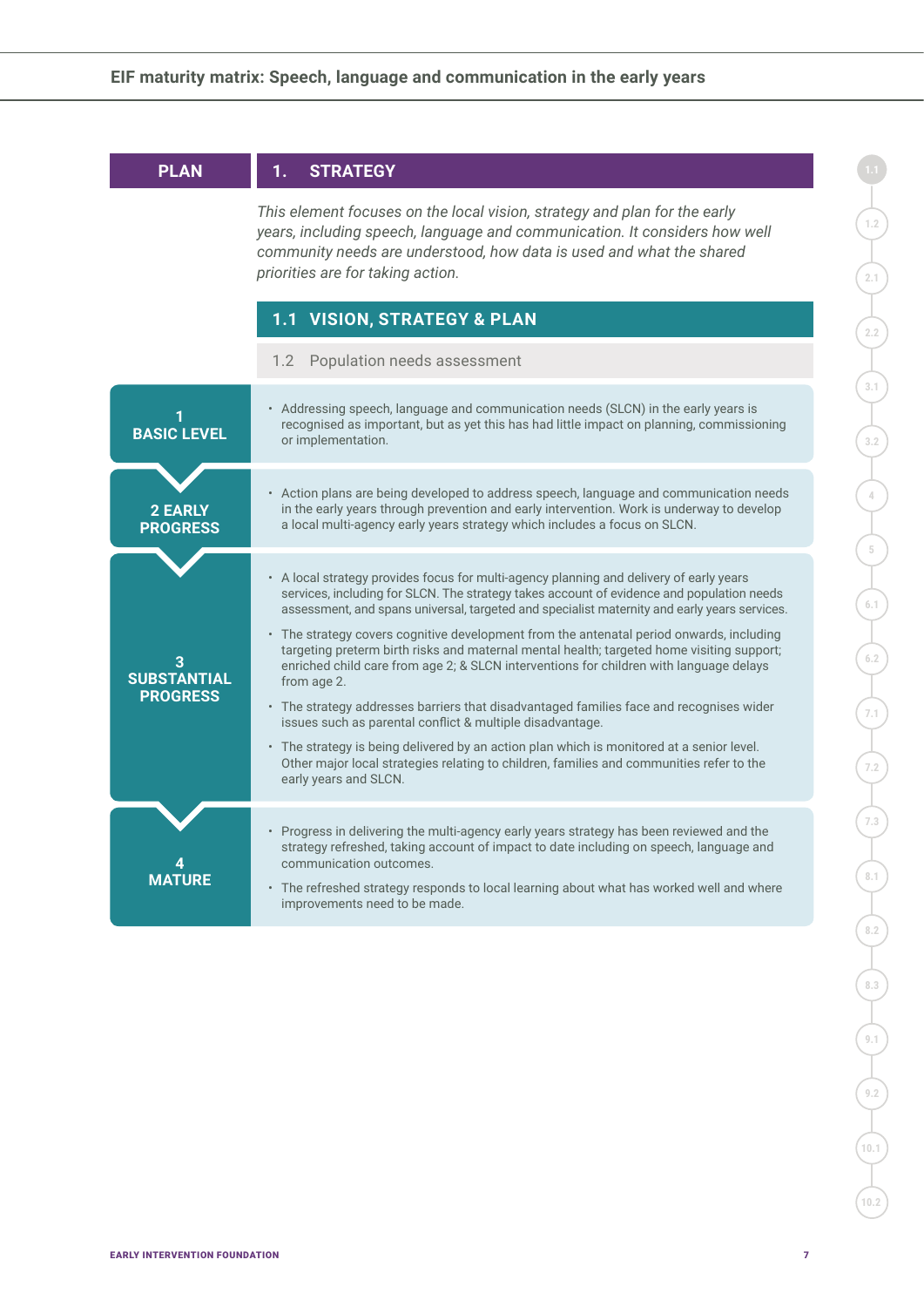## PLAN — 1. STRATEGY

*This element focuses on the local vision, strategy and plan for the early years, including speech, language and communication. It considers how well community needs are understood, how data is used and what the shared priorities are for taking action.*

### 1.1 VISION, STRATEGY & PLAN

1.2 Population needs assessment

#### 1 BASIC LEVEL

- Addressing speech, language and communication needs (SLCN) in the early years is recognised as important, but as yet this has had little impact on planning, commissioning or implementation.

#### 2 EARLY PROGRESS

- Action plans are being developed to address speech, language and communication needs in the early years through prevention and early intervention. Work is underway to develop a local multi-agency early years strategy which includes a focus on SLCN.

#### 3 SUBSTANTIAL PROGRESS

- A local strategy provides focus for multi-agency planning and delivery of early years services, including for SLCN. The strategy takes account of evidence and population needs assessment, and spans universal, targeted and specialist maternity and early years services.
- The strategy covers cognitive development from the antenatal period onwards, including targeting preterm birth risks and maternal mental health; targeted home visiting support; enriched child care from age 2; & SLCN interventions for children with language delays from age 2.
- The strategy addresses barriers that disadvantaged families face and recognises wider issues such as parental conflict & multiple disadvantage.
- The strategy is being delivered by an action plan which is monitored at a senior level. Other major local strategies relating to children, families and communities refer to the early years and SLCN.

#### 4 MATURE

- Progress in delivering the multi-agency early years strategy has been reviewed and the strategy refreshed, taking account of impact to date including on speech, language and communication outcomes.
- The refreshed strategy responds to local learning about what has worked well and where improvements need to be made.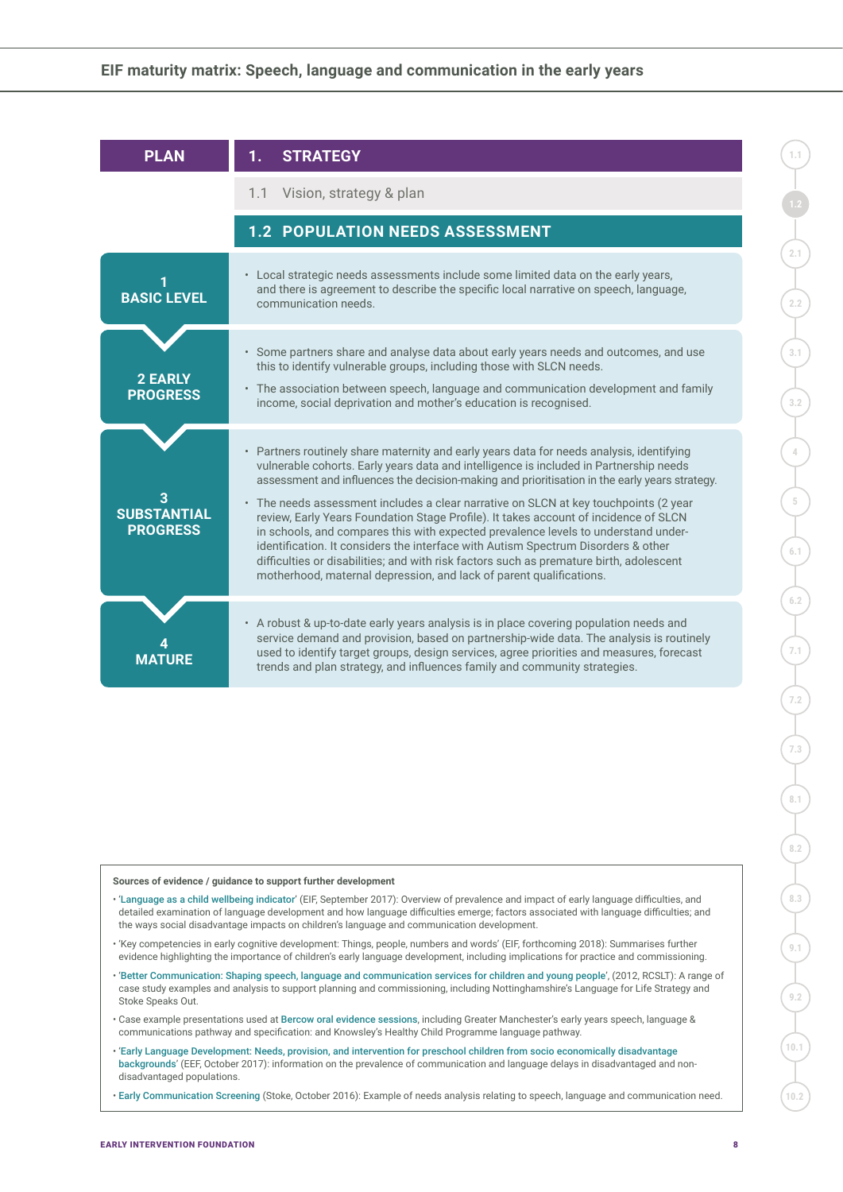## PLAN

## 1. STRATEGY

1.1 Vision, strategy & plan

### 1.2 POPULATION NEEDS ASSESSMENT

**1 BASIC LEVEL**

- Local strategic needs assessments include some limited data on the early years, and there is agreement to describe the specific local narrative on speech, language, communication needs.

**2 EARLY PROGRESS**

- Some partners share and analyse data about early years needs and outcomes, and use this to identify vulnerable groups, including those with SLCN needs.
- The association between speech, language and communication development and family income, social deprivation and mother's education is recognised.

**3 SUBSTANTIAL PROGRESS**

- Partners routinely share maternity and early years data for needs analysis, identifying vulnerable cohorts. Early years data and intelligence is included in Partnership needs assessment and influences the decision-making and prioritisation in the early years strategy.
- The needs assessment includes a clear narrative on SLCN at key touchpoints (2 year review, Early Years Foundation Stage Profile). It takes account of incidence of SLCN in schools, and compares this with expected prevalence levels to understand under-identification. It considers the interface with Autism Spectrum Disorders & other difficulties or disabilities; and with risk factors such as premature birth, adolescent motherhood, maternal depression, and lack of parent qualifications.

**4 MATURE**

- A robust & up-to-date early years analysis is in place covering population needs and service demand and provision, based on partnership-wide data. The analysis is routinely used to identify target groups, design services, agree priorities and measures, forecast trends and plan strategy, and influences family and community strategies.

**Sources of evidence / guidance to support further development**

- 'Language as a child wellbeing indicator' (EIF, September 2017): Overview of prevalence and impact of early language difficulties, and detailed examination of language development and how language difficulties emerge; factors associated with language difficulties; and the ways social disadvantage impacts on children's language and communication development.
- 'Key competencies in early cognitive development: Things, people, numbers and words' (EIF, forthcoming 2018): Summarises further evidence highlighting the importance of children's early language development, including implications for practice and commissioning.
- 'Better Communication: Shaping speech, language and communication services for children and young people', (2012, RCSLT): A range of case study examples and analysis to support planning and commissioning, including Nottinghamshire's Language for Life Strategy and Stoke Speaks Out.
- Case example presentations used at Bercow oral evidence sessions, including Greater Manchester's early years speech, language & communications pathway and specification: and Knowsley's Healthy Child Programme language pathway.
- 'Early Language Development: Needs, provision, and intervention for preschool children from socio economically disadvantage backgrounds' (EEF, October 2017): information on the prevalence of communication and language delays in disadvantaged and non-disadvantaged populations.
- Early Communication Screening (Stoke, October 2016): Example of needs analysis relating to speech, language and communication need.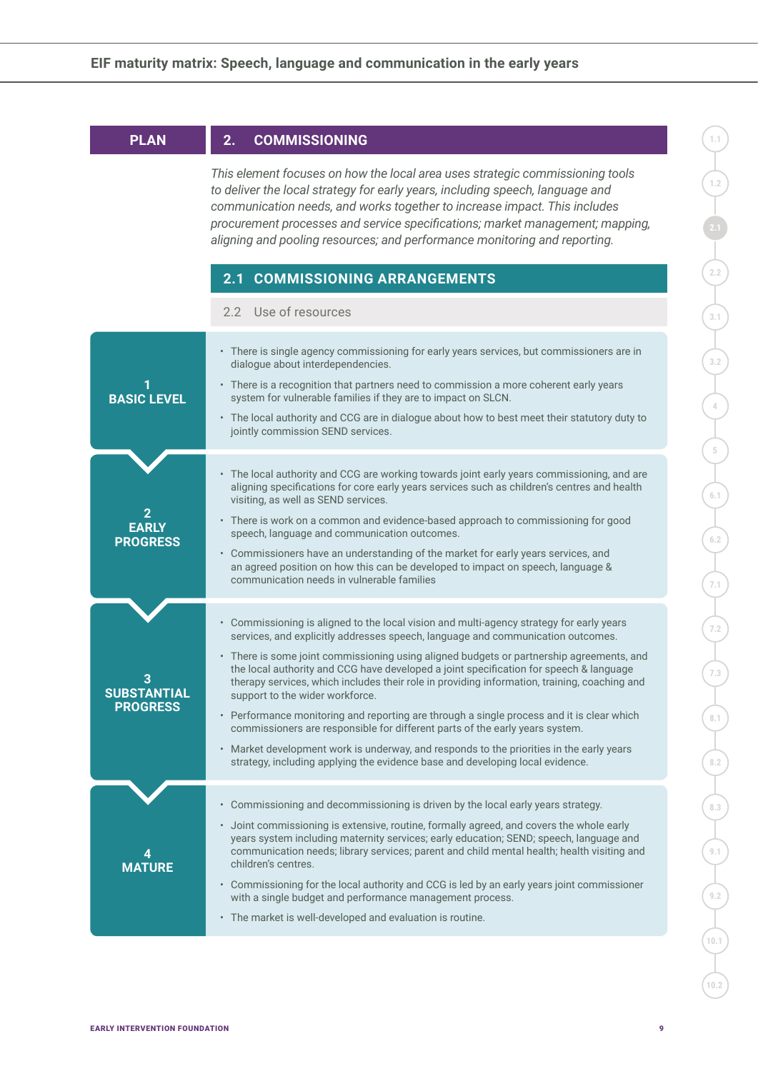PLAN

## 2. COMMISSIONING

*This element focuses on how the local area uses strategic commissioning tools to deliver the local strategy for early years, including speech, language and communication needs, and works together to increase impact. This includes procurement processes and service specifications; market management; mapping, aligning and pooling resources; and performance monitoring and reporting.*

### 2.1 COMMISSIONING ARRANGEMENTS

2.2 Use of resources

#### 1 BASIC LEVEL

- There is single agency commissioning for early years services, but commissioners are in dialogue about interdependencies.
- There is a recognition that partners need to commission a more coherent early years system for vulnerable families if they are to impact on SLCN.
- The local authority and CCG are in dialogue about how to best meet their statutory duty to jointly commission SEND services.

#### 2 EARLY PROGRESS

- The local authority and CCG are working towards joint early years commissioning, and are aligning specifications for core early years services such as children's centres and health visiting, as well as SEND services.
- There is work on a common and evidence-based approach to commissioning for good speech, language and communication outcomes.
- Commissioners have an understanding of the market for early years services, and an agreed position on how this can be developed to impact on speech, language & communication needs in vulnerable families

#### 3 SUBSTANTIAL PROGRESS

- Commissioning is aligned to the local vision and multi-agency strategy for early years services, and explicitly addresses speech, language and communication outcomes.
- There is some joint commissioning using aligned budgets or partnership agreements, and the local authority and CCG have developed a joint specification for speech & language therapy services, which includes their role in providing information, training, coaching and support to the wider workforce.
- Performance monitoring and reporting are through a single process and it is clear which commissioners are responsible for different parts of the early years system.
- Market development work is underway, and responds to the priorities in the early years strategy, including applying the evidence base and developing local evidence.

#### 4 MATURE

- Commissioning and decommissioning is driven by the local early years strategy.
- Joint commissioning is extensive, routine, formally agreed, and covers the whole early years system including maternity services; early education; SEND; speech, language and communication needs; library services; parent and child mental health; health visiting and children's centres.
- Commissioning for the local authority and CCG is led by an early years joint commissioner with a single budget and performance management process.
- The market is well-developed and evaluation is routine.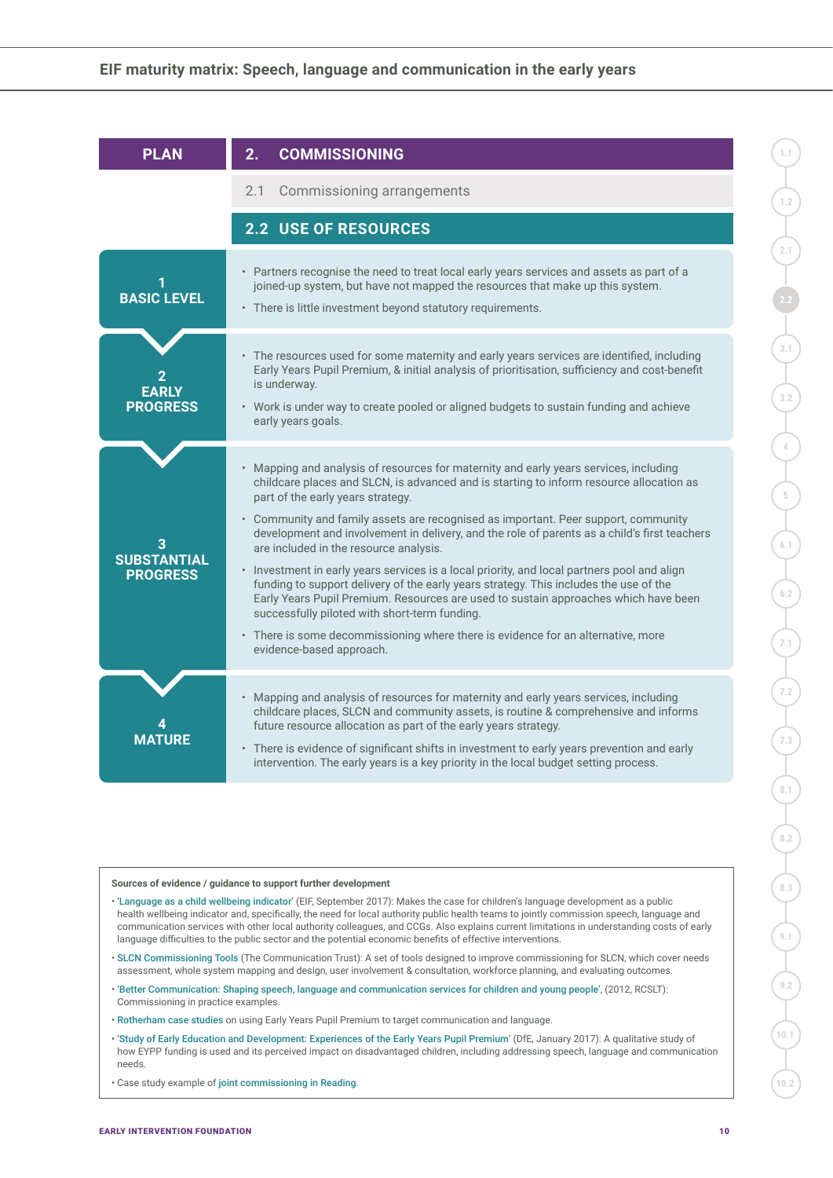**PLAN**

## 2. COMMISSIONING

2.1 Commissioning arrangements

### 2.2 USE OF RESOURCES

**1 BASIC LEVEL**

- Partners recognise the need to treat local early years services and assets as part of a joined-up system, but have not mapped the resources that make up this system.
- There is little investment beyond statutory requirements.

**2 EARLY PROGRESS**

- The resources used for some maternity and early years services are identified, including Early Years Pupil Premium, & initial analysis of prioritisation, sufficiency and cost-benefit is underway.
- Work is under way to create pooled or aligned budgets to sustain funding and achieve early years goals.

**3 SUBSTANTIAL PROGRESS**

- Mapping and analysis of resources for maternity and early years services, including childcare places and SLCN, is advanced and is starting to inform resource allocation as part of the early years strategy.
- Community and family assets are recognised as important. Peer support, community development and involvement in delivery, and the role of parents as a child's first teachers are included in the resource analysis.
- Investment in early years services is a local priority, and local partners pool and align funding to support delivery of the early years strategy. This includes the use of the Early Years Pupil Premium. Resources are used to sustain approaches which have been successfully piloted with short-term funding.
- There is some decommissioning where there is evidence for an alternative, more evidence-based approach.

**4 MATURE**

- Mapping and analysis of resources for maternity and early years services, including childcare places, SLCN and community assets, is routine & comprehensive and informs future resource allocation as part of the early years strategy.
- There is evidence of significant shifts in investment to early years prevention and early intervention. The early years is a key priority in the local budget setting process.

**Sources of evidence / guidance to support further development**

- 'Language as a child wellbeing indicator' (EIF, September 2017): Makes the case for children's language development as a public health wellbeing indicator and, specifically, the need for local authority public health teams to jointly commission speech, language and communication services with other local authority colleagues, and CCGs. Also explains current limitations in understanding costs of early language difficulties to the public sector and the potential economic benefits of effective interventions.
- SLCN Commissioning Tools (The Communication Trust): A set of tools designed to improve commissioning for SLCN, which cover needs assessment, whole system mapping and design, user involvement & consultation, workforce planning, and evaluating outcomes.
- 'Better Communication: Shaping speech, language and communication services for children and young people', (2012, RCSLT): Commissioning in practice examples.
- Rotherham case studies on using Early Years Pupil Premium to target communication and language.
- 'Study of Early Education and Development: Experiences of the Early Years Pupil Premium' (DfE, January 2017): A qualitative study of how EYPP funding is used and its perceived impact on disadvantaged children, including addressing speech, language and communication needs.
- Case study example of joint commissioning in Reading.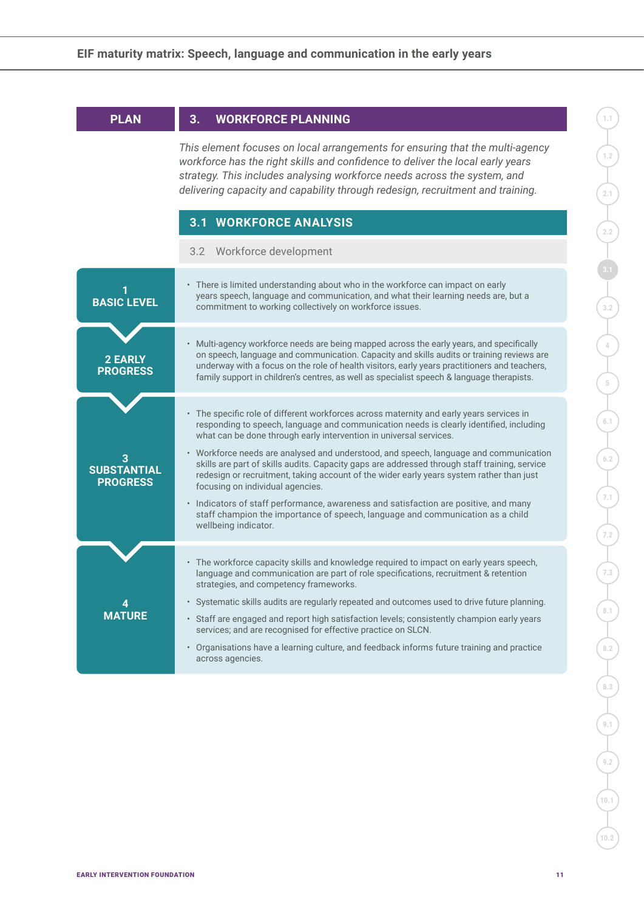## PLAN — 3. WORKFORCE PLANNING

*This element focuses on local arrangements for ensuring that the multi-agency workforce has the right skills and confidence to deliver the local early years strategy. This includes analysing workforce needs across the system, and delivering capacity and capability through redesign, recruitment and training.*

### 3.1 WORKFORCE ANALYSIS

3.2 Workforce development

| Level | Description |
|---|---|
| **1 BASIC LEVEL** | • There is limited understanding about who in the workforce can impact on early years speech, language and communication, and what their learning needs are, but a commitment to working collectively on workforce issues. |
| **2 EARLY PROGRESS** | • Multi-agency workforce needs are being mapped across the early years, and specifically on speech, language and communication. Capacity and skills audits or training reviews are underway with a focus on the role of health visitors, early years practitioners and teachers, family support in children's centres, as well as specialist speech & language therapists. |
| **3 SUBSTANTIAL PROGRESS** | • The specific role of different workforces across maternity and early years services in responding to speech, language and communication needs is clearly identified, including what can be done through early intervention in universal services.<br>• Workforce needs are analysed and understood, and speech, language and communication skills are part of skills audits. Capacity gaps are addressed through staff training, service redesign or recruitment, taking account of the wider early years system rather than just focusing on individual agencies.<br>• Indicators of staff performance, awareness and satisfaction are positive, and many staff champion the importance of speech, language and communication as a child wellbeing indicator. |
| **4 MATURE** | • The workforce capacity skills and knowledge required to impact on early years speech, language and communication are part of role specifications, recruitment & retention strategies, and competency frameworks.<br>• Systematic skills audits are regularly repeated and outcomes used to drive future planning.<br>• Staff are engaged and report high satisfaction levels; consistently champion early years services; and are recognised for effective practice on SLCN.<br>• Organisations have a learning culture, and feedback informs future training and practice across agencies. |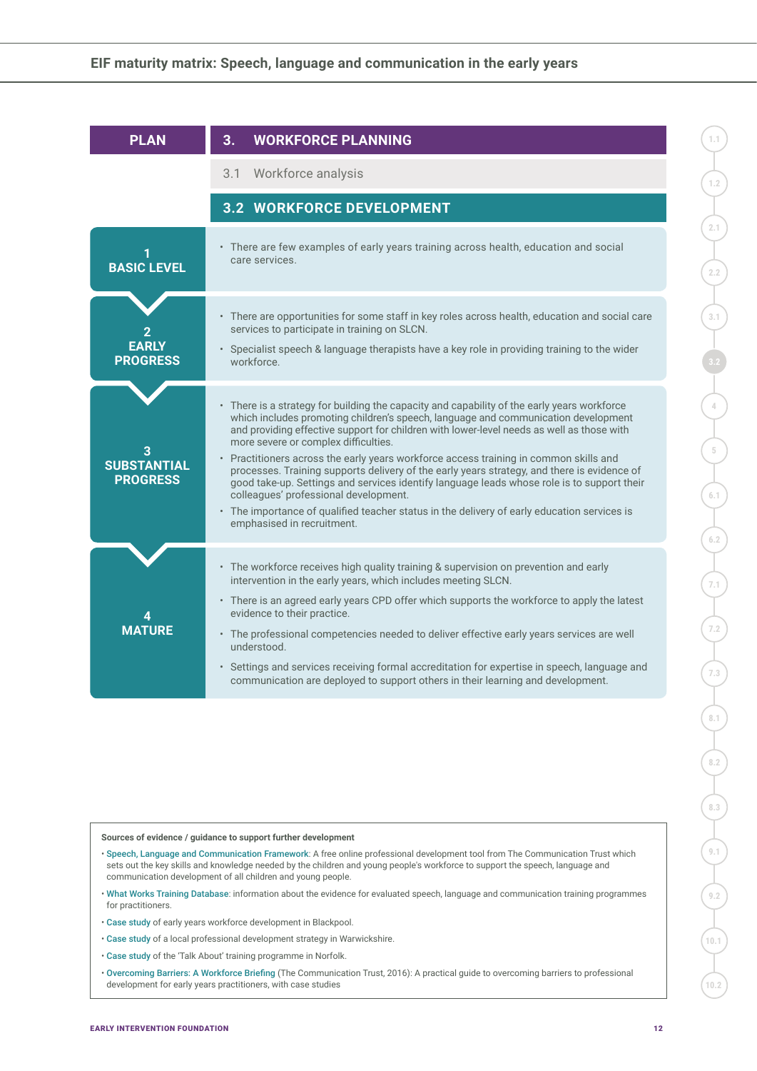## PLAN

## 3. WORKFORCE PLANNING

3.1 Workforce analysis

### 3.2 WORKFORCE DEVELOPMENT

| Level | Description |
|---|---|
| **1 BASIC LEVEL** | • There are few examples of early years training across health, education and social care services. |
| **2 EARLY PROGRESS** | • There are opportunities for some staff in key roles across health, education and social care services to participate in training on SLCN.<br>• Specialist speech & language therapists have a key role in providing training to the wider workforce. |
| **3 SUBSTANTIAL PROGRESS** | • There is a strategy for building the capacity and capability of the early years workforce which includes promoting children's speech, language and communication development and providing effective support for children with lower-level needs as well as those with more severe or complex difficulties.<br>• Practitioners across the early years workforce access training in common skills and processes. Training supports delivery of the early years strategy, and there is evidence of good take-up. Settings and services identify language leads whose role is to support their colleagues' professional development.<br>• The importance of qualified teacher status in the delivery of early education services is emphasised in recruitment. |
| **4 MATURE** | • The workforce receives high quality training & supervision on prevention and early intervention in the early years, which includes meeting SLCN.<br>• There is an agreed early years CPD offer which supports the workforce to apply the latest evidence to their practice.<br>• The professional competencies needed to deliver effective early years services are well understood.<br>• Settings and services receiving formal accreditation for expertise in speech, language and communication are deployed to support others in their learning and development. |

**Sources of evidence / guidance to support further development**

- Speech, Language and Communication Framework: A free online professional development tool from The Communication Trust which sets out the key skills and knowledge needed by the children and young people's workforce to support the speech, language and communication development of all children and young people.
- What Works Training Database: information about the evidence for evaluated speech, language and communication training programmes for practitioners.
- Case study of early years workforce development in Blackpool.
- Case study of a local professional development strategy in Warwickshire.
- Case study of the 'Talk About' training programme in Norfolk.
- Overcoming Barriers: A Workforce Briefing (The Communication Trust, 2016): A practical guide to overcoming barriers to professional development for early years practitioners, with case studies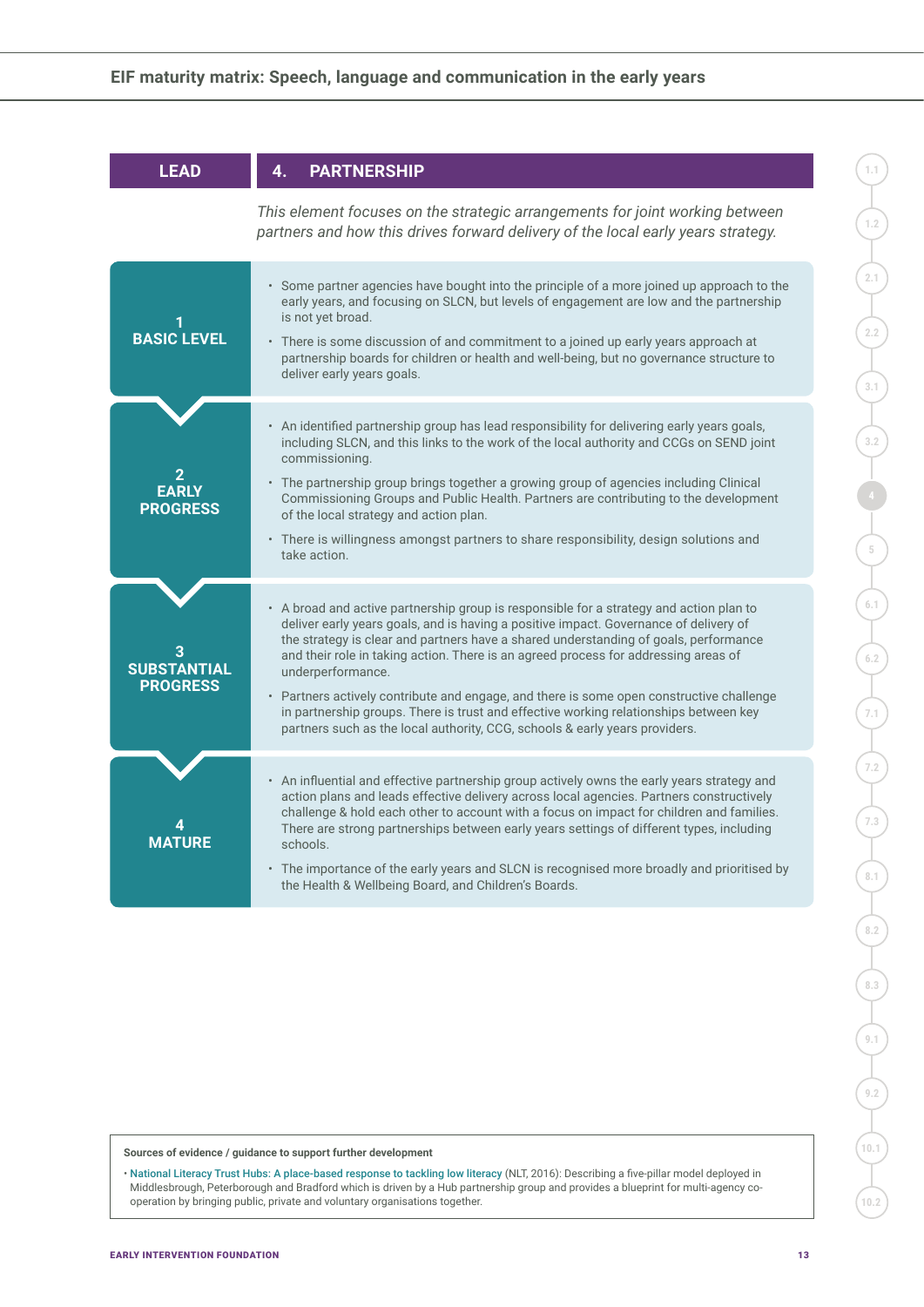## LEAD — 4. PARTNERSHIP

*This element focuses on the strategic arrangements for joint working between partners and how this drives forward delivery of the local early years strategy.*

### 1 BASIC LEVEL

- Some partner agencies have bought into the principle of a more joined up approach to the early years, and focusing on SLCN, but levels of engagement are low and the partnership is not yet broad.
- There is some discussion of and commitment to a joined up early years approach at partnership boards for children or health and well-being, but no governance structure to deliver early years goals.

### 2 EARLY PROGRESS

- An identified partnership group has lead responsibility for delivering early years goals, including SLCN, and this links to the work of the local authority and CCGs on SEND joint commissioning.
- The partnership group brings together a growing group of agencies including Clinical Commissioning Groups and Public Health. Partners are contributing to the development of the local strategy and action plan.
- There is willingness amongst partners to share responsibility, design solutions and take action.

### 3 SUBSTANTIAL PROGRESS

- A broad and active partnership group is responsible for a strategy and action plan to deliver early years goals, and is having a positive impact. Governance of delivery of the strategy is clear and partners have a shared understanding of goals, performance and their role in taking action. There is an agreed process for addressing areas of underperformance.
- Partners actively contribute and engage, and there is some open constructive challenge in partnership groups. There is trust and effective working relationships between key partners such as the local authority, CCG, schools & early years providers.

### 4 MATURE

- An influential and effective partnership group actively owns the early years strategy and action plans and leads effective delivery across local agencies. Partners constructively challenge & hold each other to account with a focus on impact for children and families. There are strong partnerships between early years settings of different types, including schools.
- The importance of the early years and SLCN is recognised more broadly and prioritised by the Health & Wellbeing Board, and Children's Boards.

---

**Sources of evidence / guidance to support further development**

- National Literacy Trust Hubs: A place-based response to tackling low literacy (NLT, 2016): Describing a five-pillar model deployed in Middlesbrough, Peterborough and Bradford which is driven by a Hub partnership group and provides a blueprint for multi-agency co-operation by bringing public, private and voluntary organisations together.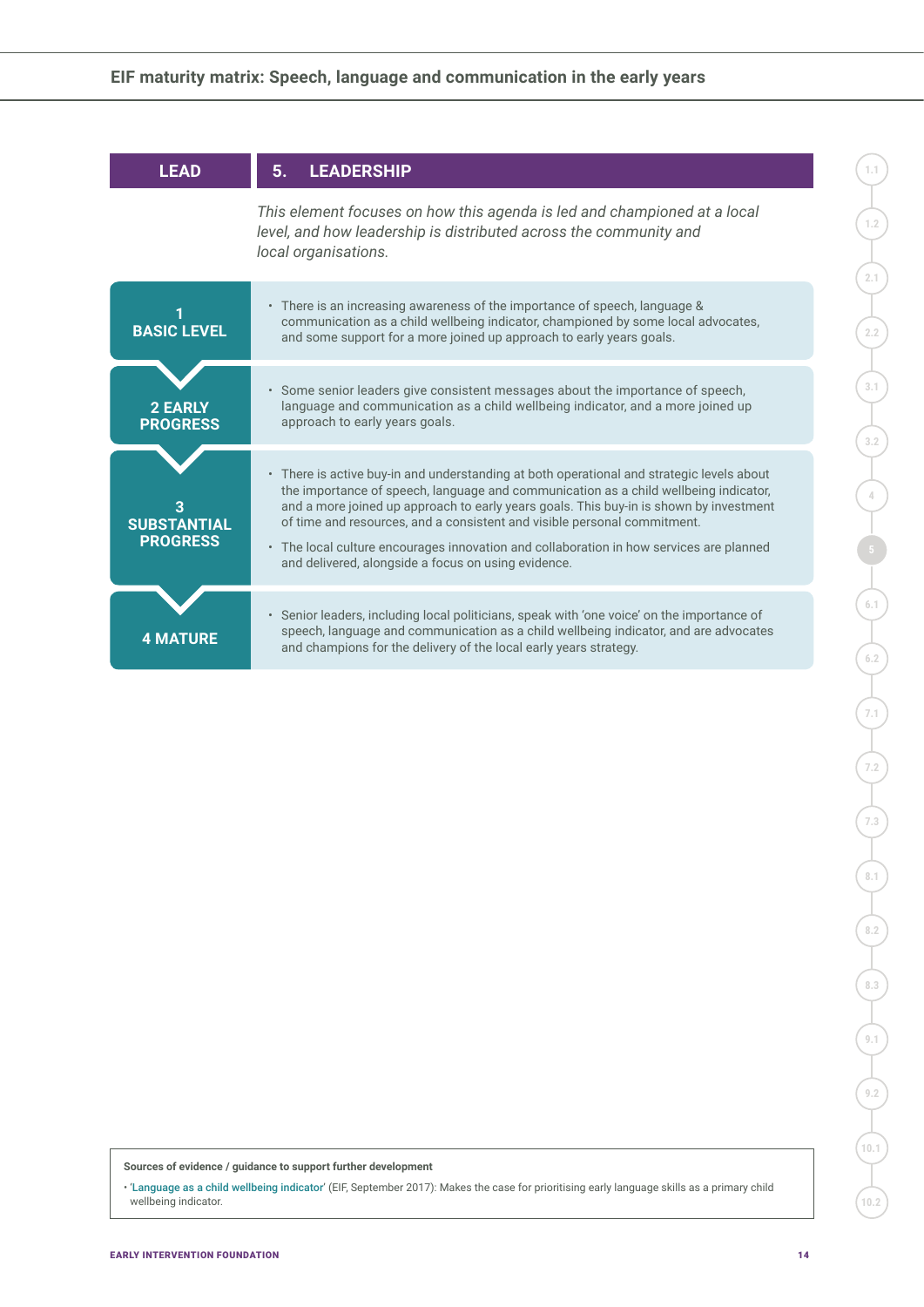## LEAD — 5. LEADERSHIP

*This element focuses on how this agenda is led and championed at a local level, and how leadership is distributed across the community and local organisations.*

| Level | Description |
|---|---|
| 1 BASIC LEVEL | • There is an increasing awareness of the importance of speech, language & communication as a child wellbeing indicator, championed by some local advocates, and some support for a more joined up approach to early years goals. |
| 2 EARLY PROGRESS | • Some senior leaders give consistent messages about the importance of speech, language and communication as a child wellbeing indicator, and a more joined up approach to early years goals. |
| 3 SUBSTANTIAL PROGRESS | • There is active buy-in and understanding at both operational and strategic levels about the importance of speech, language and communication as a child wellbeing indicator, and a more joined up approach to early years goals. This buy-in is shown by investment of time and resources, and a consistent and visible personal commitment. <br> • The local culture encourages innovation and collaboration in how services are planned and delivered, alongside a focus on using evidence. |
| 4 MATURE | • Senior leaders, including local politicians, speak with 'one voice' on the importance of speech, language and communication as a child wellbeing indicator, and are advocates and champions for the delivery of the local early years strategy. |

**Sources of evidence / guidance to support further development**

- 'Language as a child wellbeing indicator' (EIF, September 2017): Makes the case for prioritising early language skills as a primary child wellbeing indicator.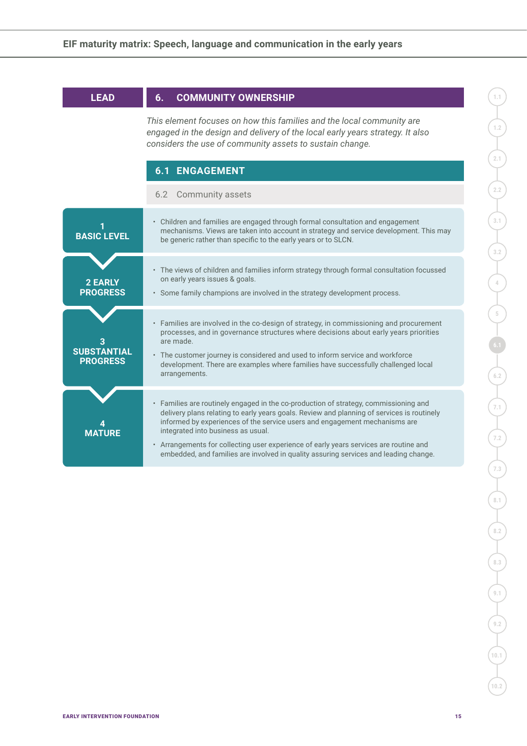**LEAD**

## 6. COMMUNITY OWNERSHIP

*This element focuses on how this families and the local community are engaged in the design and delivery of the local early years strategy. It also considers the use of community assets to sustain change.*

### 6.1 ENGAGEMENT

6.2 Community assets

| Level | Description |
| --- | --- |
| 1 BASIC LEVEL | • Children and families are engaged through formal consultation and engagement mechanisms. Views are taken into account in strategy and service development. This may be generic rather than specific to the early years or to SLCN. |
| 2 EARLY PROGRESS | • The views of children and families inform strategy through formal consultation focussed on early years issues & goals.<br>• Some family champions are involved in the strategy development process. |
| 3 SUBSTANTIAL PROGRESS | • Families are involved in the co-design of strategy, in commissioning and procurement processes, and in governance structures where decisions about early years priorities are made.<br>• The customer journey is considered and used to inform service and workforce development. There are examples where families have successfully challenged local arrangements. |
| 4 MATURE | • Families are routinely engaged in the co-production of strategy, commissioning and delivery plans relating to early years goals. Review and planning of services is routinely informed by experiences of the service users and engagement mechanisms are integrated into business as usual.<br>• Arrangements for collecting user experience of early years services are routine and embedded, and families are involved in quality assuring services and leading change. |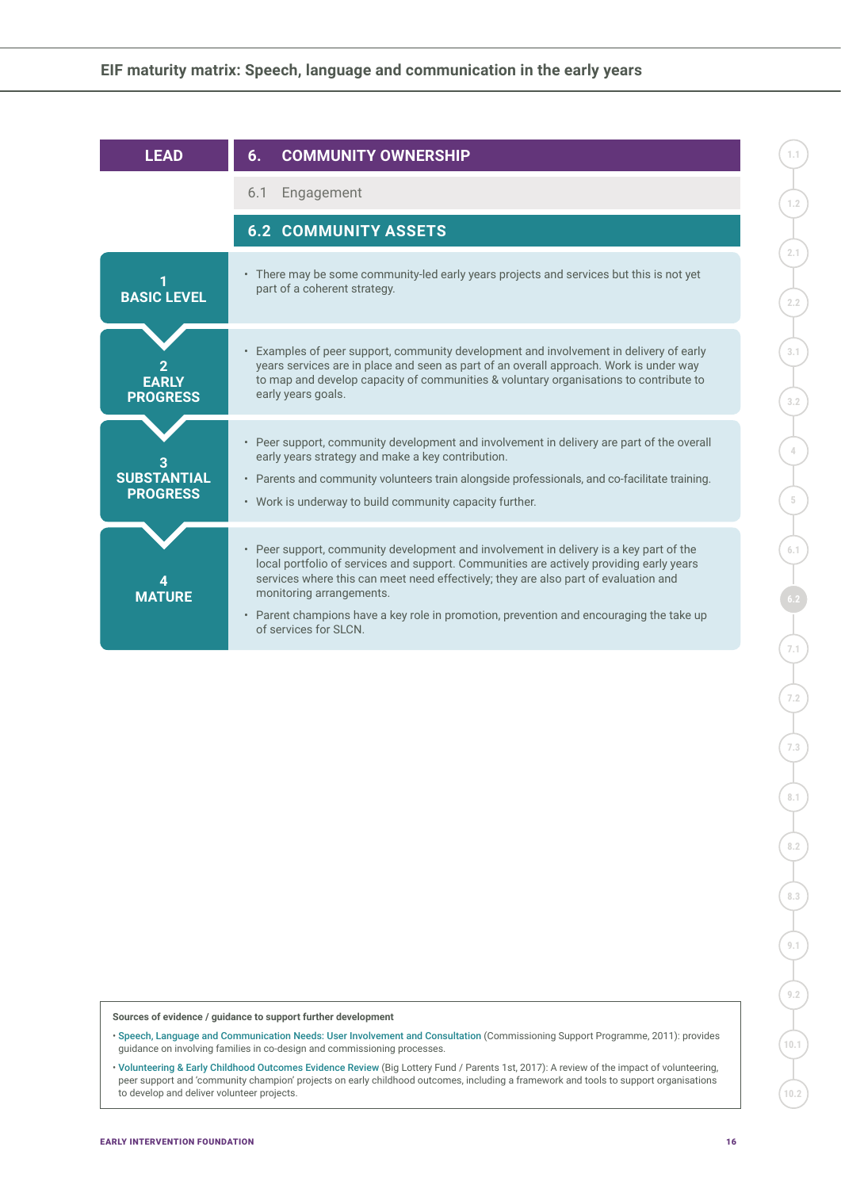## LEAD — 6. COMMUNITY OWNERSHIP

6.1 Engagement

### 6.2 COMMUNITY ASSETS

| Level | Description |
|---|---|
| 1 BASIC LEVEL | • There may be some community-led early years projects and services but this is not yet part of a coherent strategy. |
| 2 EARLY PROGRESS | • Examples of peer support, community development and involvement in delivery of early years services are in place and seen as part of an overall approach. Work is under way to map and develop capacity of communities & voluntary organisations to contribute to early years goals. |
| 3 SUBSTANTIAL PROGRESS | • Peer support, community development and involvement in delivery are part of the overall early years strategy and make a key contribution.<br>• Parents and community volunteers train alongside professionals, and co-facilitate training.<br>• Work is underway to build community capacity further. |
| 4 MATURE | • Peer support, community development and involvement in delivery is a key part of the local portfolio of services and support. Communities are actively providing early years services where this can meet need effectively; they are also part of evaluation and monitoring arrangements.<br>• Parent champions have a key role in promotion, prevention and encouraging the take up of services for SLCN. |

**Sources of evidence / guidance to support further development**

- Speech, Language and Communication Needs: User Involvement and Consultation (Commissioning Support Programme, 2011): provides guidance on involving families in co-design and commissioning processes.
- Volunteering & Early Childhood Outcomes Evidence Review (Big Lottery Fund / Parents 1st, 2017): A review of the impact of volunteering, peer support and 'community champion' projects on early childhood outcomes, including a framework and tools to support organisations to develop and deliver volunteer projects.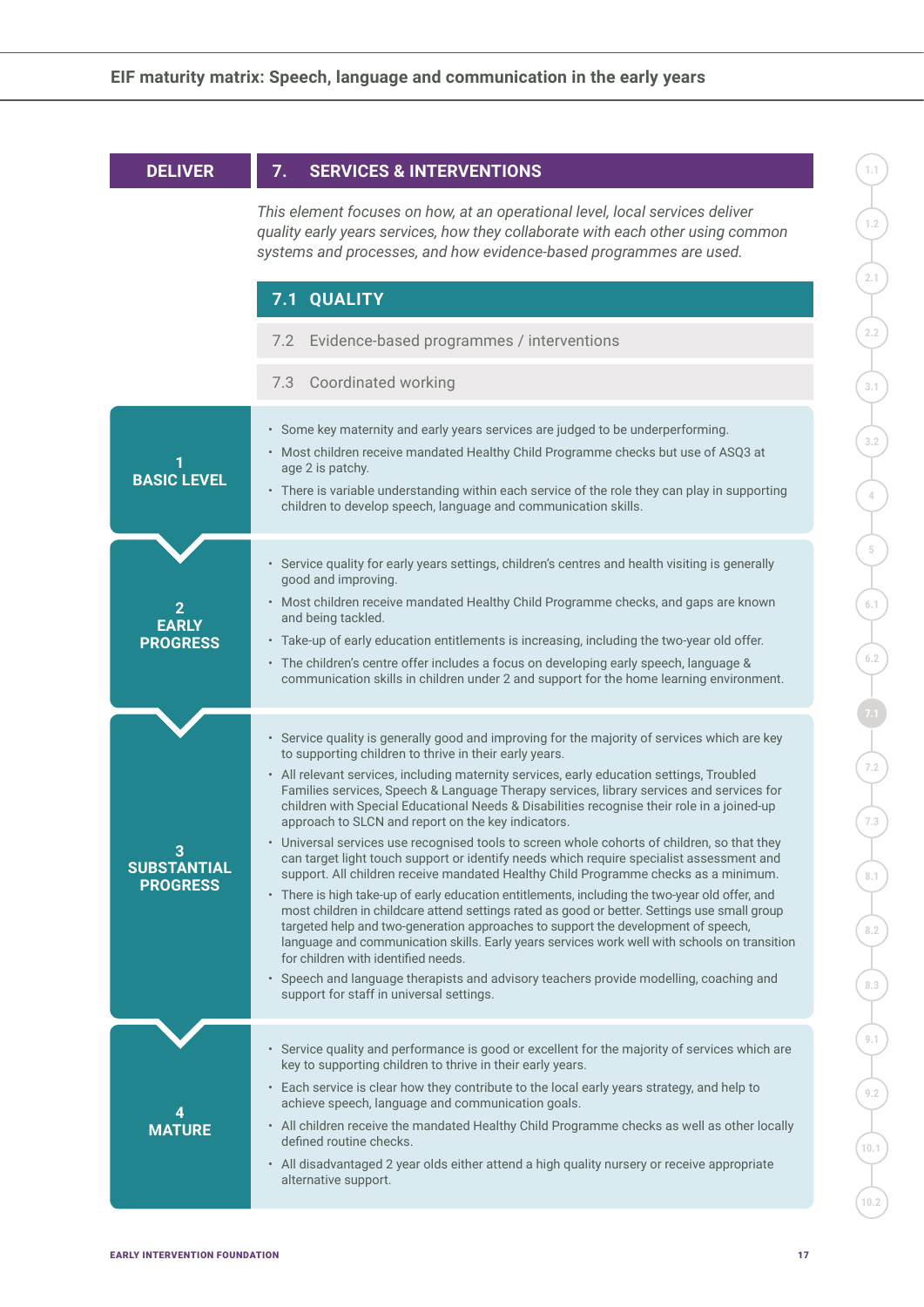## DELIVER — 7. SERVICES & INTERVENTIONS

*This element focuses on how, at an operational level, local services deliver quality early years services, how they collaborate with each other using common systems and processes, and how evidence-based programmes are used.*

### 7.1 QUALITY

7.2 Evidence-based programmes / interventions

7.3 Coordinated working

#### 1 BASIC LEVEL

- Some key maternity and early years services are judged to be underperforming.
- Most children receive mandated Healthy Child Programme checks but use of ASQ3 at age 2 is patchy.
- There is variable understanding within each service of the role they can play in supporting children to develop speech, language and communication skills.

#### 2 EARLY PROGRESS

- Service quality for early years settings, children's centres and health visiting is generally good and improving.
- Most children receive mandated Healthy Child Programme checks, and gaps are known and being tackled.
- Take-up of early education entitlements is increasing, including the two-year old offer.
- The children's centre offer includes a focus on developing early speech, language & communication skills in children under 2 and support for the home learning environment.

#### 3 SUBSTANTIAL PROGRESS

- Service quality is generally good and improving for the majority of services which are key to supporting children to thrive in their early years.
- All relevant services, including maternity services, early education settings, Troubled Families services, Speech & Language Therapy services, library services and services for children with Special Educational Needs & Disabilities recognise their role in a joined-up approach to SLCN and report on the key indicators.
- Universal services use recognised tools to screen whole cohorts of children, so that they can target light touch support or identify needs which require specialist assessment and support. All children receive mandated Healthy Child Programme checks as a minimum.
- There is high take-up of early education entitlements, including the two-year old offer, and most children in childcare attend settings rated as good or better. Settings use small group targeted help and two-generation approaches to support the development of speech, language and communication skills. Early years services work well with schools on transition for children with identified needs.
- Speech and language therapists and advisory teachers provide modelling, coaching and support for staff in universal settings.

#### 4 MATURE

- Service quality and performance is good or excellent for the majority of services which are key to supporting children to thrive in their early years.
- Each service is clear how they contribute to the local early years strategy, and help to achieve speech, language and communication goals.
- All children receive the mandated Healthy Child Programme checks as well as other locally defined routine checks.
- All disadvantaged 2 year olds either attend a high quality nursery or receive appropriate alternative support.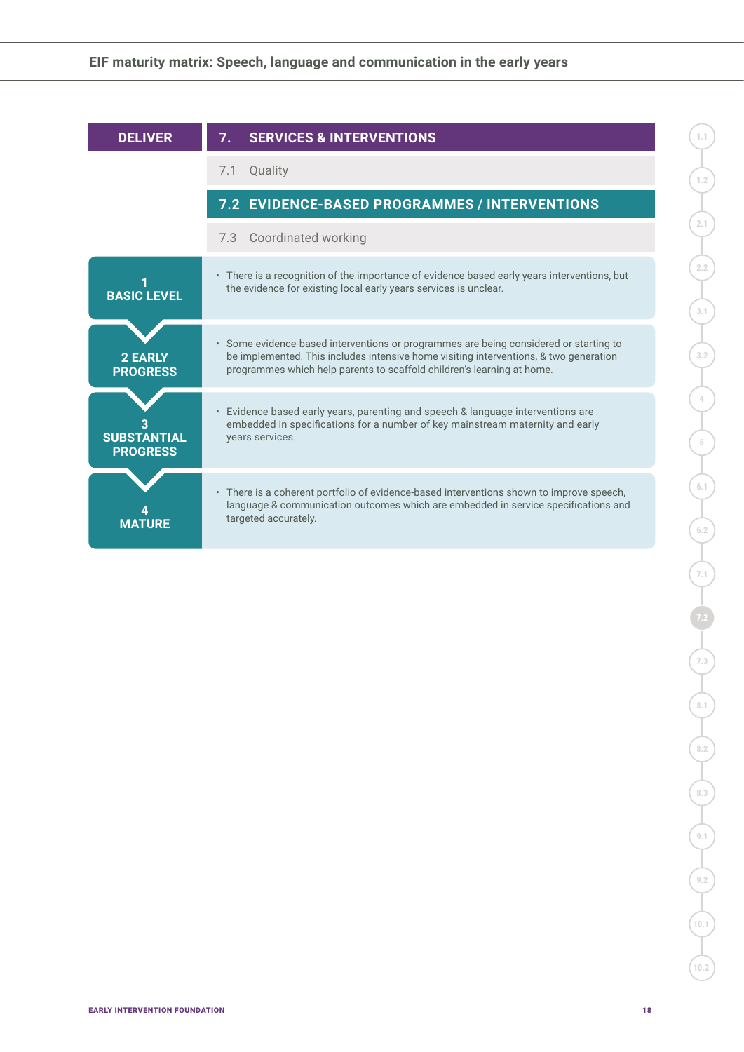## DELIVER — 7. SERVICES & INTERVENTIONS

7.1 Quality

### 7.2 EVIDENCE-BASED PROGRAMMES / INTERVENTIONS

7.3 Coordinated working

| Level | Description |
|---|---|
| 1 BASIC LEVEL | There is a recognition of the importance of evidence based early years interventions, but the evidence for existing local early years services is unclear. |
| 2 EARLY PROGRESS | Some evidence-based interventions or programmes are being considered or starting to be implemented. This includes intensive home visiting interventions, & two generation programmes which help parents to scaffold children's learning at home. |
| 3 SUBSTANTIAL PROGRESS | Evidence based early years, parenting and speech & language interventions are embedded in specifications for a number of key mainstream maternity and early years services. |
| 4 MATURE | There is a coherent portfolio of evidence-based interventions shown to improve speech, language & communication outcomes which are embedded in service specifications and targeted accurately. |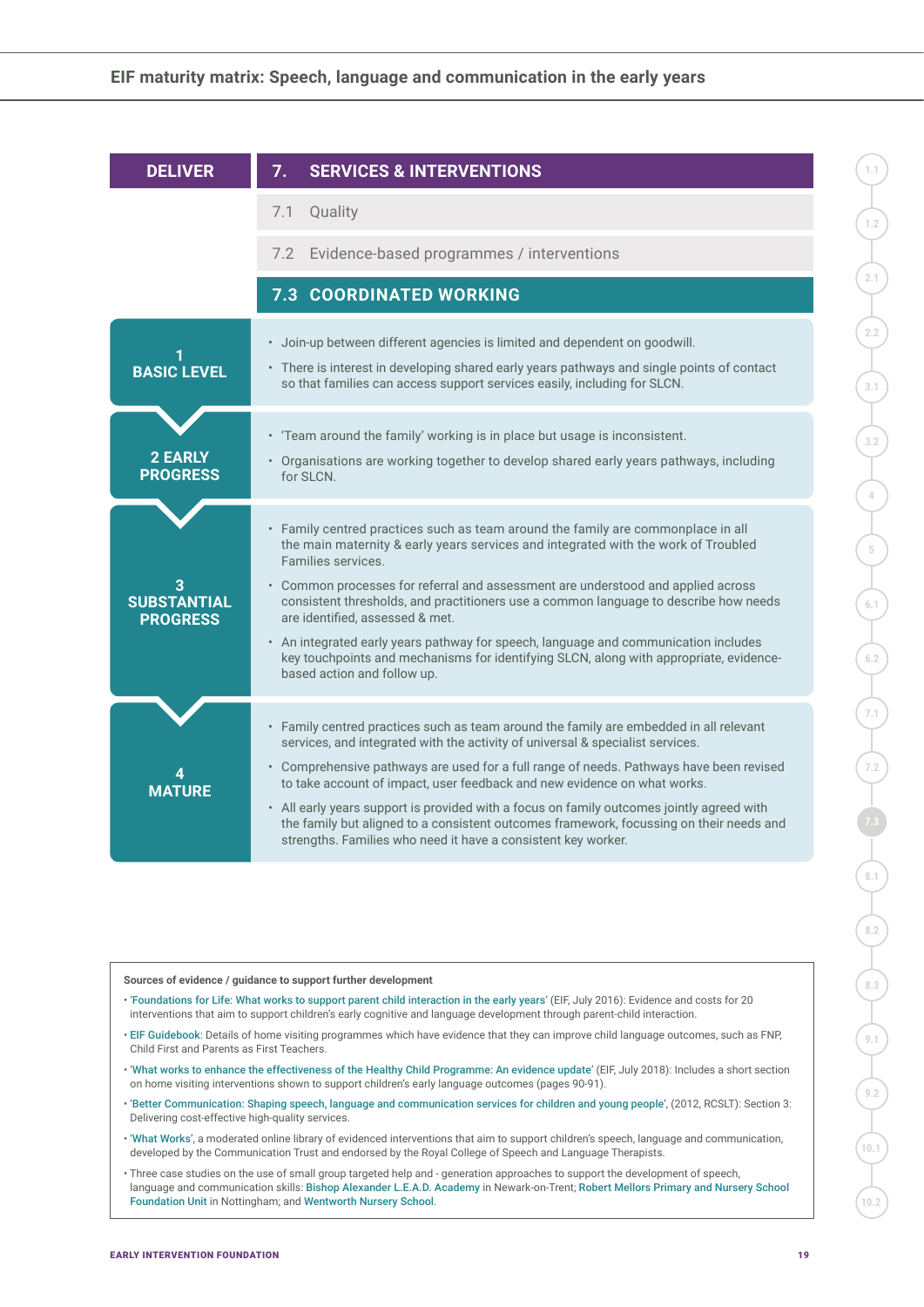## DELIVER

## 7. SERVICES & INTERVENTIONS

7.1 Quality

7.2 Evidence-based programmes / interventions

### 7.3 COORDINATED WORKING

| Level | Description |
| --- | --- |
| **1 BASIC LEVEL** | • Join-up between different agencies is limited and dependent on goodwill.<br>• There is interest in developing shared early years pathways and single points of contact so that families can access support services easily, including for SLCN. |
| **2 EARLY PROGRESS** | • 'Team around the family' working is in place but usage is inconsistent.<br>• Organisations are working together to develop shared early years pathways, including for SLCN. |
| **3 SUBSTANTIAL PROGRESS** | • Family centred practices such as team around the family are commonplace in all the main maternity & early years services and integrated with the work of Troubled Families services.<br>• Common processes for referral and assessment are understood and applied across consistent thresholds, and practitioners use a common language to describe how needs are identified, assessed & met.<br>• An integrated early years pathway for speech, language and communication includes key touchpoints and mechanisms for identifying SLCN, along with appropriate, evidence-based action and follow up. |
| **4 MATURE** | • Family centred practices such as team around the family are embedded in all relevant services, and integrated with the activity of universal & specialist services.<br>• Comprehensive pathways are used for a full range of needs. Pathways have been revised to take account of impact, user feedback and new evidence on what works.<br>• All early years support is provided with a focus on family outcomes jointly agreed with the family but aligned to a consistent outcomes framework, focussing on their needs and strengths. Families who need it have a consistent key worker. |

**Sources of evidence / guidance to support further development**

- 'Foundations for Life: What works to support parent child interaction in the early years' (EIF, July 2016): Evidence and costs for 20 interventions that aim to support children's early cognitive and language development through parent-child interaction.
- EIF Guidebook: Details of home visiting programmes which have evidence that they can improve child language outcomes, such as FNP, Child First and Parents as First Teachers.
- 'What works to enhance the effectiveness of the Healthy Child Programme: An evidence update' (EIF, July 2018): Includes a short section on home visiting interventions shown to support children's early language outcomes (pages 90-91).
- 'Better Communication: Shaping speech, language and communication services for children and young people', (2012, RCSLT): Section 3: Delivering cost-effective high-quality services.
- 'What Works', a moderated online library of evidenced interventions that aim to support children's speech, language and communication, developed by the Communication Trust and endorsed by the Royal College of Speech and Language Therapists.
- Three case studies on the use of small group targeted help and - generation approaches to support the development of speech, language and communication skills: Bishop Alexander L.E.A.D. Academy in Newark-on-Trent; Robert Mellors Primary and Nursery School Foundation Unit in Nottingham; and Wentworth Nursery School.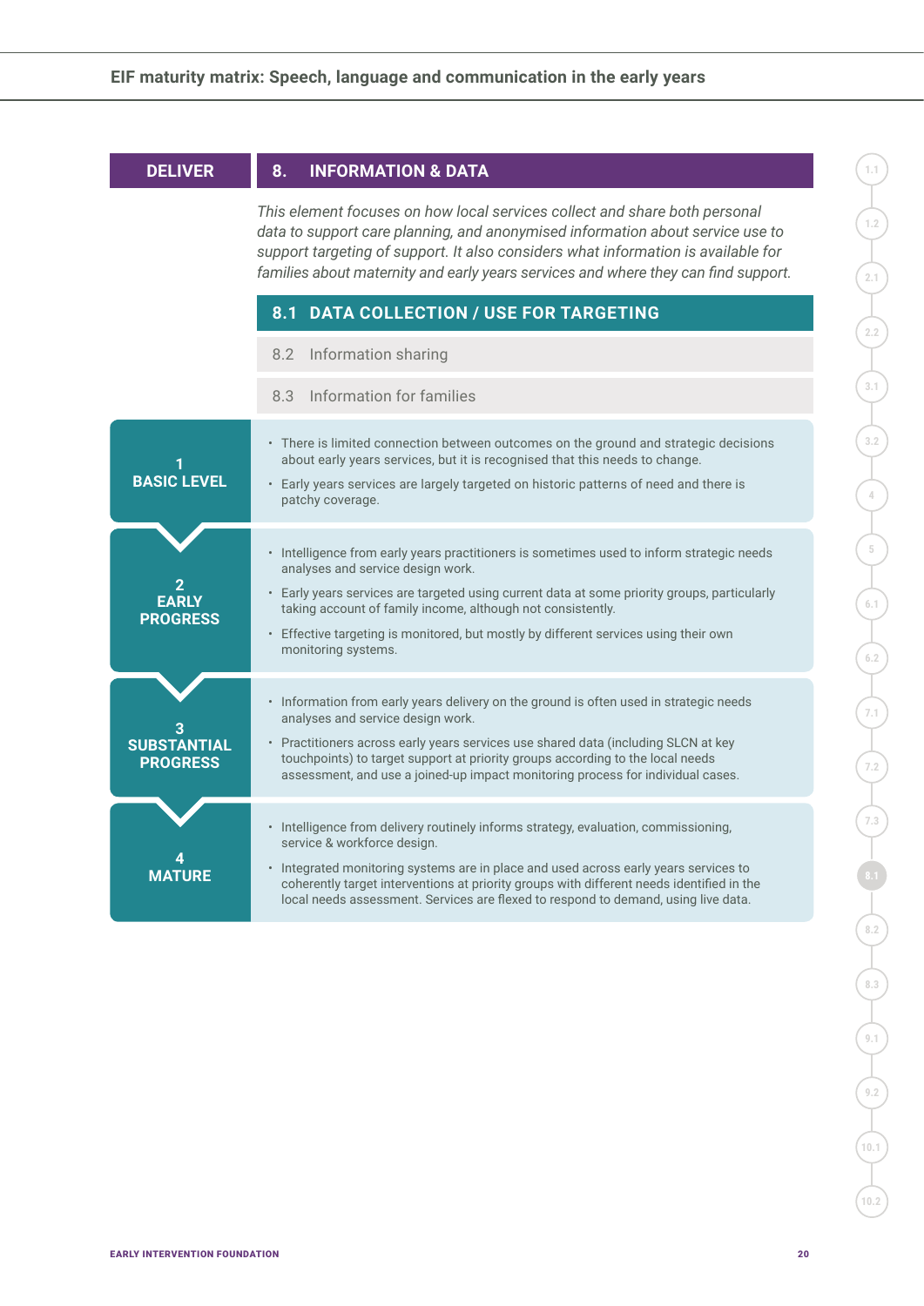**DELIVER**

## 8. INFORMATION & DATA

*This element focuses on how local services collect and share both personal data to support care planning, and anonymised information about service use to support targeting of support. It also considers what information is available for families about maternity and early years services and where they can find support.*

### 8.1 DATA COLLECTION / USE FOR TARGETING

8.2 Information sharing

8.3 Information for families

**1 BASIC LEVEL**

- There is limited connection between outcomes on the ground and strategic decisions about early years services, but it is recognised that this needs to change.
- Early years services are largely targeted on historic patterns of need and there is patchy coverage.

**2 EARLY PROGRESS**

- Intelligence from early years practitioners is sometimes used to inform strategic needs analyses and service design work.
- Early years services are targeted using current data at some priority groups, particularly taking account of family income, although not consistently.
- Effective targeting is monitored, but mostly by different services using their own monitoring systems.

**3 SUBSTANTIAL PROGRESS**

- Information from early years delivery on the ground is often used in strategic needs analyses and service design work.
- Practitioners across early years services use shared data (including SLCN at key touchpoints) to target support at priority groups according to the local needs assessment, and use a joined-up impact monitoring process for individual cases.

**4 MATURE**

- Intelligence from delivery routinely informs strategy, evaluation, commissioning, service & workforce design.
- Integrated monitoring systems are in place and used across early years services to coherently target interventions at priority groups with different needs identified in the local needs assessment. Services are flexed to respond to demand, using live data.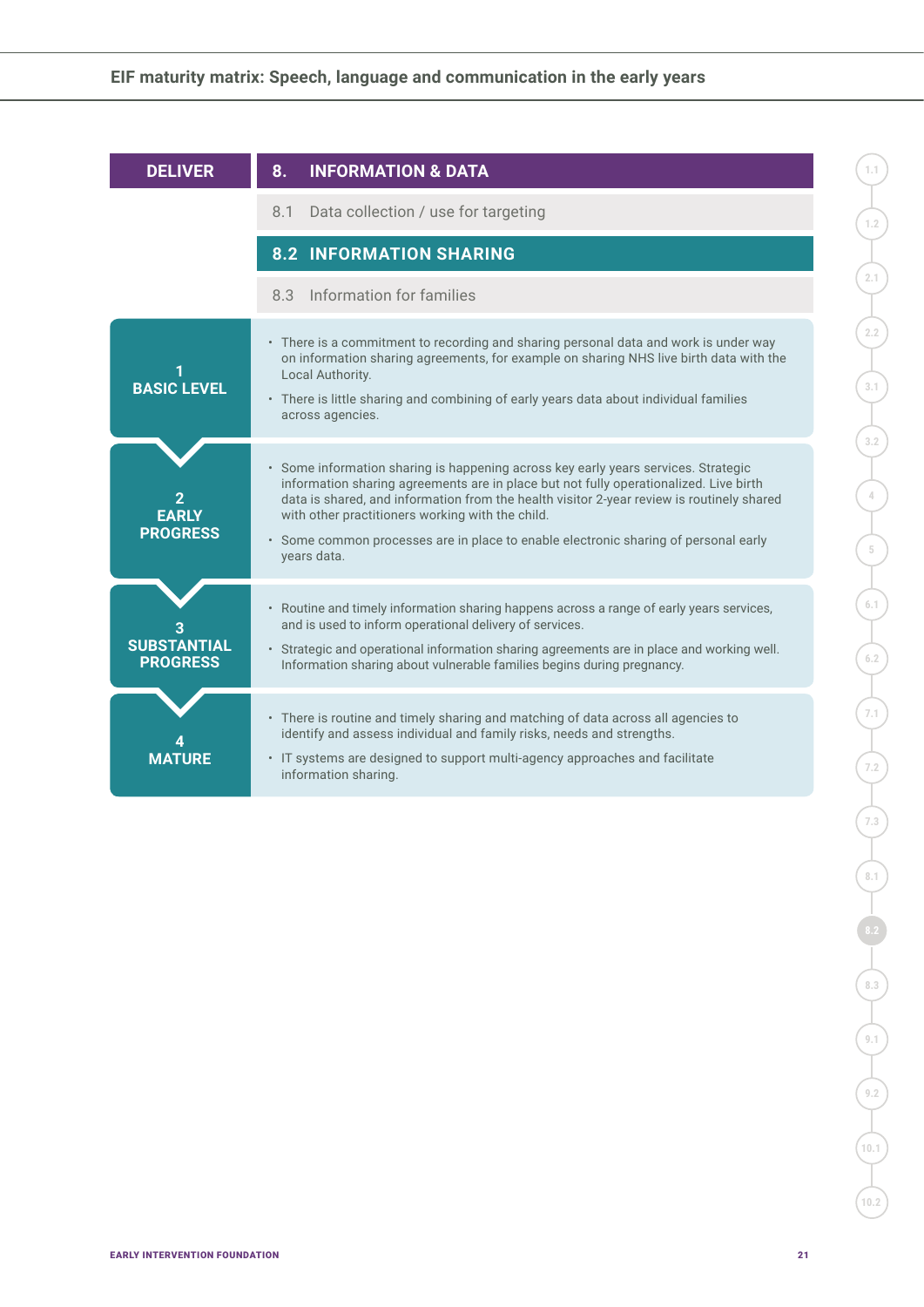## DELIVER

## 8. INFORMATION & DATA

8.1 Data collection / use for targeting

### 8.2 INFORMATION SHARING

8.3 Information for families

| Level | Description |
|---|---|
| **1 BASIC LEVEL** | • There is a commitment to recording and sharing personal data and work is under way on information sharing agreements, for example on sharing NHS live birth data with the Local Authority.<br>• There is little sharing and combining of early years data about individual families across agencies. |
| **2 EARLY PROGRESS** | • Some information sharing is happening across key early years services. Strategic information sharing agreements are in place but not fully operationalized. Live birth data is shared, and information from the health visitor 2-year review is routinely shared with other practitioners working with the child.<br>• Some common processes are in place to enable electronic sharing of personal early years data. |
| **3 SUBSTANTIAL PROGRESS** | • Routine and timely information sharing happens across a range of early years services, and is used to inform operational delivery of services.<br>• Strategic and operational information sharing agreements are in place and working well. Information sharing about vulnerable families begins during pregnancy. |
| **4 MATURE** | • There is routine and timely sharing and matching of data across all agencies to identify and assess individual and family risks, needs and strengths.<br>• IT systems are designed to support multi-agency approaches and facilitate information sharing. |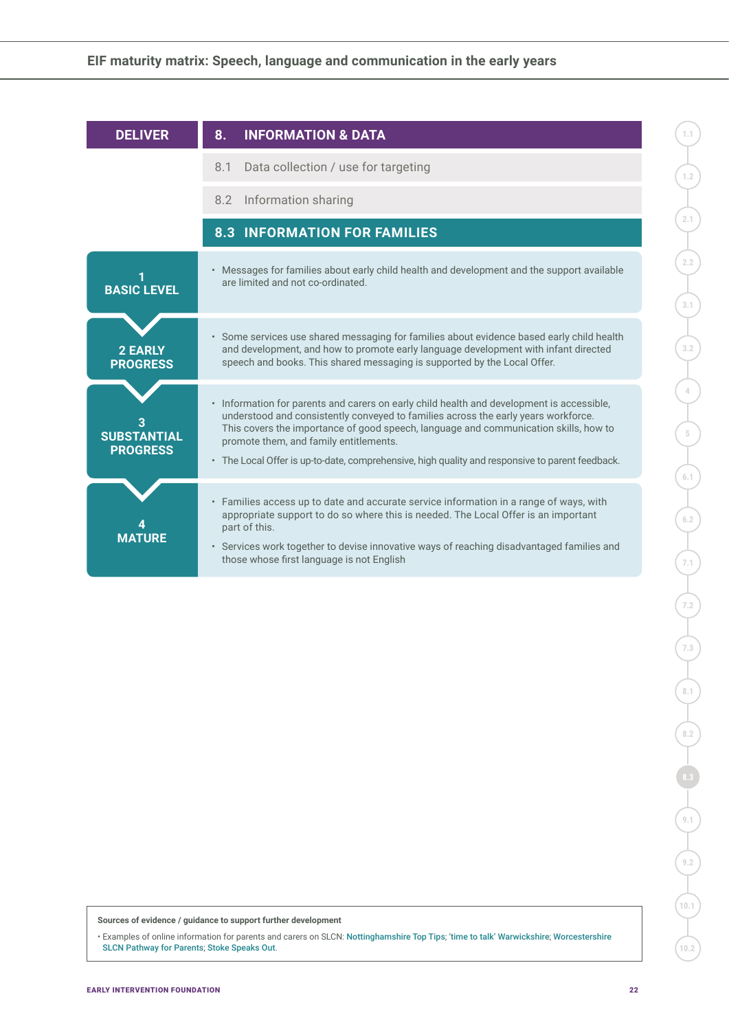## DELIVER

## 8. INFORMATION & DATA

8.1 Data collection / use for targeting

8.2 Information sharing

### 8.3 INFORMATION FOR FAMILIES

| Level | Description |
|---|---|
| **1 BASIC LEVEL** | • Messages for families about early child health and development and the support available are limited and not co-ordinated. |
| **2 EARLY PROGRESS** | • Some services use shared messaging for families about evidence based early child health and development, and how to promote early language development with infant directed speech and books. This shared messaging is supported by the Local Offer. |
| **3 SUBSTANTIAL PROGRESS** | • Information for parents and carers on early child health and development is accessible, understood and consistently conveyed to families across the early years workforce. This covers the importance of good speech, language and communication skills, how to promote them, and family entitlements.<br>• The Local Offer is up-to-date, comprehensive, high quality and responsive to parent feedback. |
| **4 MATURE** | • Families access up to date and accurate service information in a range of ways, with appropriate support to do so where this is needed. The Local Offer is an important part of this.<br>• Services work together to devise innovative ways of reaching disadvantaged families and those whose first language is not English |

**Sources of evidence / guidance to support further development**

- Examples of online information for parents and carers on SLCN: Nottinghamshire Top Tips; 'time to talk' Warwickshire; Worcestershire SLCN Pathway for Parents; Stoke Speaks Out.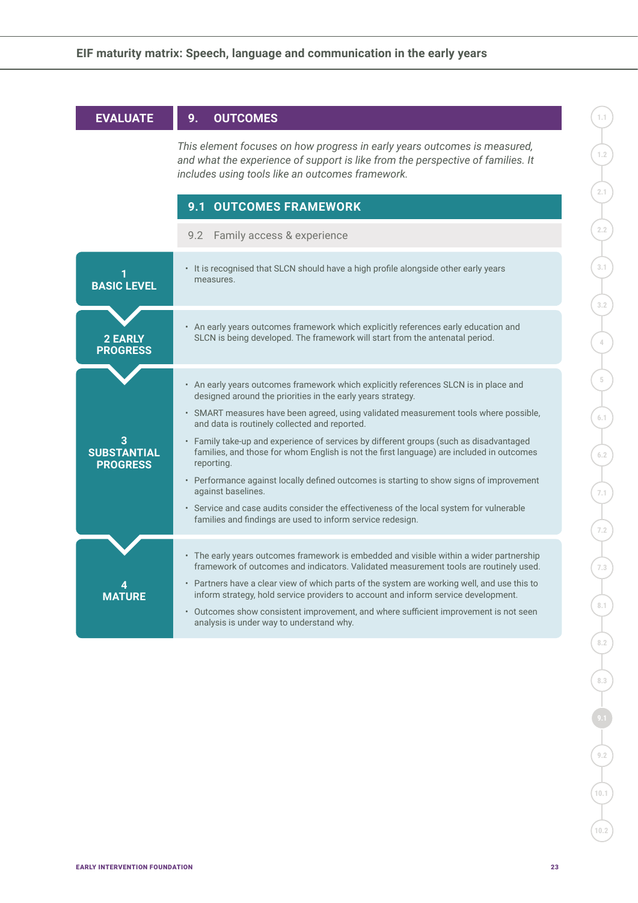## EVALUATE — 9. OUTCOMES

*This element focuses on how progress in early years outcomes is measured, and what the experience of support is like from the perspective of families. It includes using tools like an outcomes framework.*

### 9.1 OUTCOMES FRAMEWORK

9.2 Family access & experience

**1 BASIC LEVEL**

- It is recognised that SLCN should have a high profile alongside other early years measures.

**2 EARLY PROGRESS**

- An early years outcomes framework which explicitly references early education and SLCN is being developed. The framework will start from the antenatal period.

**3 SUBSTANTIAL PROGRESS**

- An early years outcomes framework which explicitly references SLCN is in place and designed around the priorities in the early years strategy.
- SMART measures have been agreed, using validated measurement tools where possible, and data is routinely collected and reported.
- Family take-up and experience of services by different groups (such as disadvantaged families, and those for whom English is not the first language) are included in outcomes reporting.
- Performance against locally defined outcomes is starting to show signs of improvement against baselines.
- Service and case audits consider the effectiveness of the local system for vulnerable families and findings are used to inform service redesign.

**4 MATURE**

- The early years outcomes framework is embedded and visible within a wider partnership framework of outcomes and indicators. Validated measurement tools are routinely used.
- Partners have a clear view of which parts of the system are working well, and use this to inform strategy, hold service providers to account and inform service development.
- Outcomes show consistent improvement, and where sufficient improvement is not seen analysis is under way to understand why.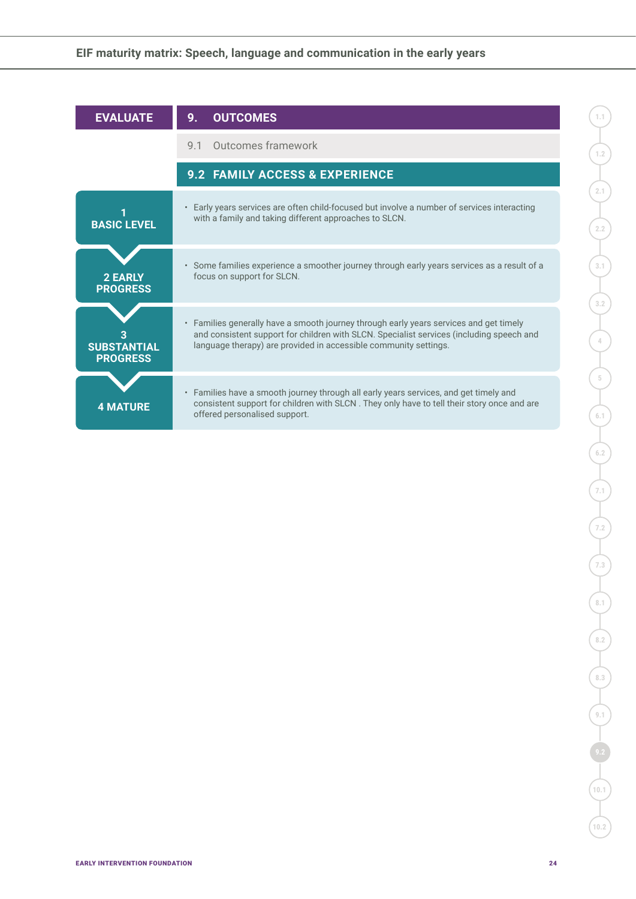| EVALUATE | 9. OUTCOMES |
|---|---|
| | 9.1 Outcomes framework |
| | **9.2 FAMILY ACCESS & EXPERIENCE** |
| **1 BASIC LEVEL** | • Early years services are often child-focused but involve a number of services interacting with a family and taking different approaches to SLCN. |
| **2 EARLY PROGRESS** | • Some families experience a smoother journey through early years services as a result of a focus on support for SLCN. |
| **3 SUBSTANTIAL PROGRESS** | • Families generally have a smooth journey through early years services and get timely and consistent support for children with SLCN. Specialist services (including speech and language therapy) are provided in accessible community settings. |
| **4 MATURE** | • Families have a smooth journey through all early years services, and get timely and consistent support for children with SLCN . They only have to tell their story once and are offered personalised support. |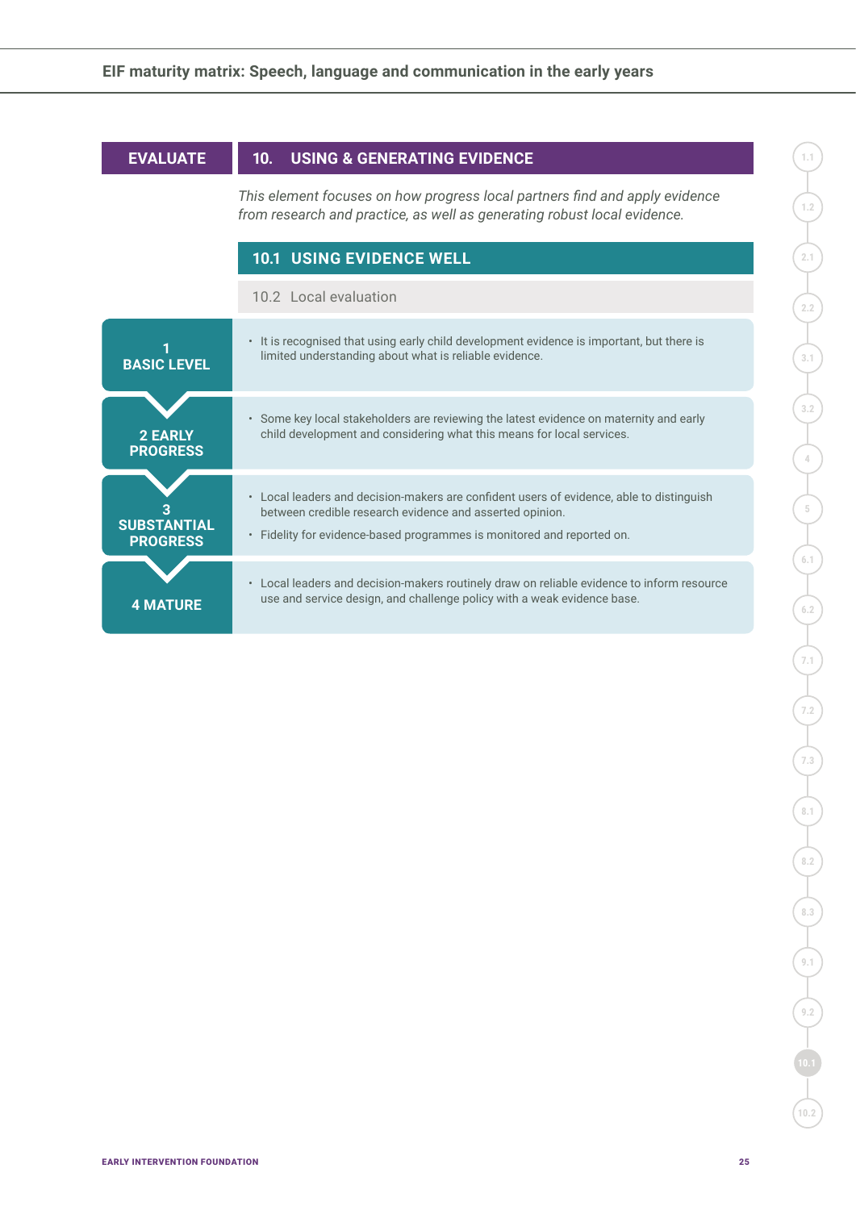## EVALUATE

## 10. USING & GENERATING EVIDENCE

*This element focuses on how progress local partners find and apply evidence from research and practice, as well as generating robust local evidence.*

### 10.1 USING EVIDENCE WELL

10.2 Local evaluation

| Level | Description |
| --- | --- |
| **1 BASIC LEVEL** | • It is recognised that using early child development evidence is important, but there is limited understanding about what is reliable evidence. |
| **2 EARLY PROGRESS** | • Some key local stakeholders are reviewing the latest evidence on maternity and early child development and considering what this means for local services. |
| **3 SUBSTANTIAL PROGRESS** | • Local leaders and decision-makers are confident users of evidence, able to distinguish between credible research evidence and asserted opinion.<br>• Fidelity for evidence-based programmes is monitored and reported on. |
| **4 MATURE** | • Local leaders and decision-makers routinely draw on reliable evidence to inform resource use and service design, and challenge policy with a weak evidence base. |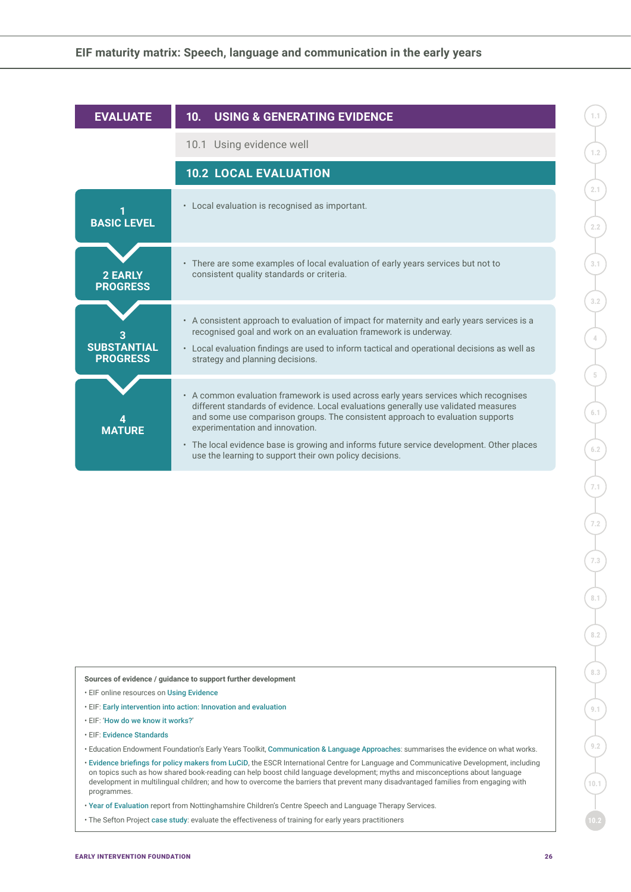## EVALUATE

## 10. USING & GENERATING EVIDENCE

10.1 Using evidence well

### 10.2 LOCAL EVALUATION

| Level | Description |
| --- | --- |
| **1 BASIC LEVEL** | • Local evaluation is recognised as important. |
| **2 EARLY PROGRESS** | • There are some examples of local evaluation of early years services but not to consistent quality standards or criteria. |
| **3 SUBSTANTIAL PROGRESS** | • A consistent approach to evaluation of impact for maternity and early years services is a recognised goal and work on an evaluation framework is underway.<br>• Local evaluation findings are used to inform tactical and operational decisions as well as strategy and planning decisions. |
| **4 MATURE** | • A common evaluation framework is used across early years services which recognises different standards of evidence. Local evaluations generally use validated measures and some use comparison groups. The consistent approach to evaluation supports experimentation and innovation.<br>• The local evidence base is growing and informs future service development. Other places use the learning to support their own policy decisions. |

**Sources of evidence / guidance to support further development**

- EIF online resources on Using Evidence
- EIF: Early intervention into action: Innovation and evaluation
- EIF: 'How do we know it works?'
- EIF: Evidence Standards
- Education Endowment Foundation's Early Years Toolkit, Communication & Language Approaches: summarises the evidence on what works.
- Evidence briefings for policy makers from LuCiD, the ESCR International Centre for Language and Communicative Development, including on topics such as how shared book-reading can help boost child language development; myths and misconceptions about language development in multilingual children; and how to overcome the barriers that prevent many disadvantaged families from engaging with programmes.
- Year of Evaluation report from Nottinghamshire Children's Centre Speech and Language Therapy Services.
- The Sefton Project case study: evaluate the effectiveness of training for early years practitioners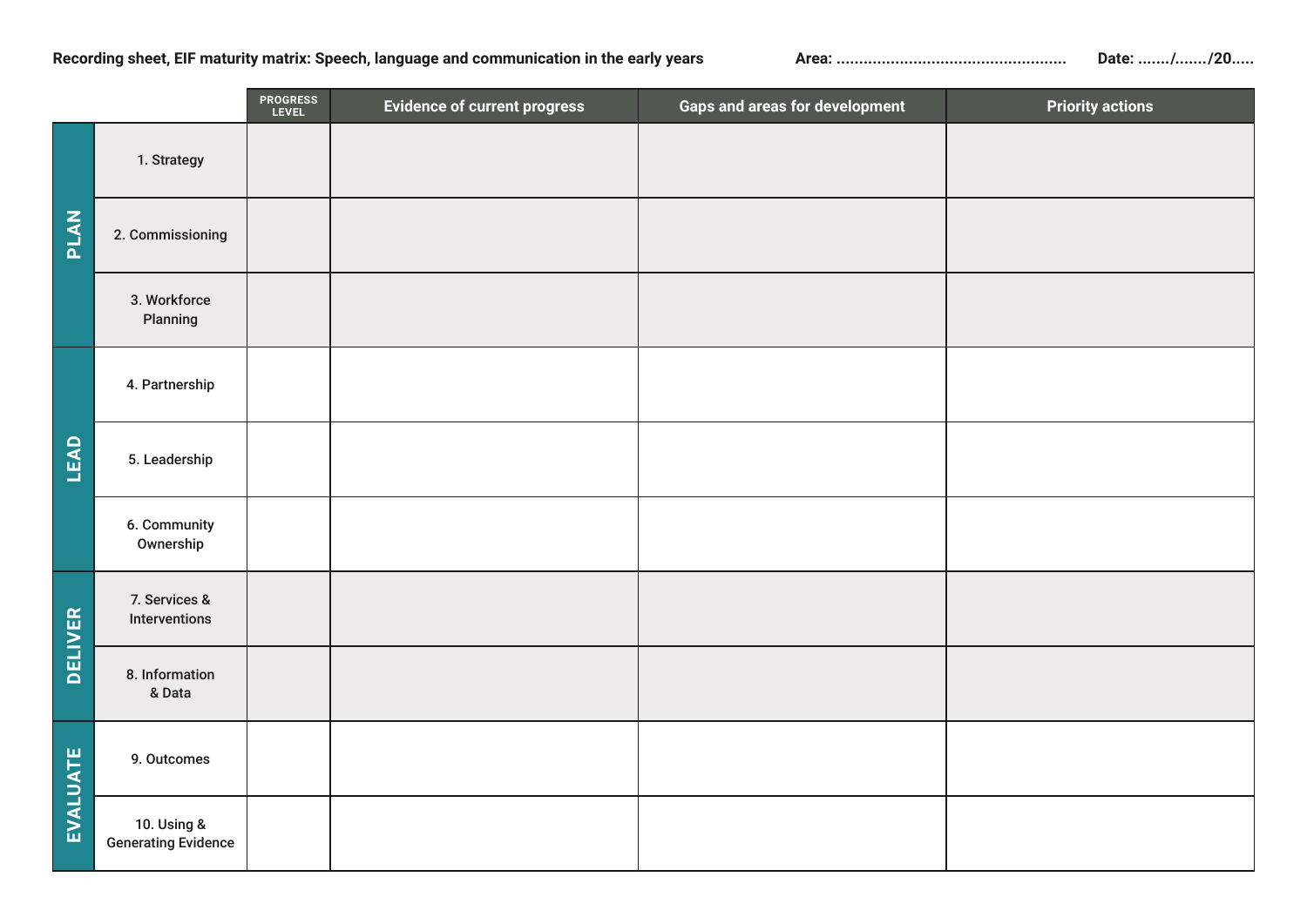**Recording sheet, EIF maturity matrix: Speech, language and communication in the early years** Area: ................................................. Date: ......./......./20.....

| | | PROGRESS LEVEL | Evidence of current progress | Gaps and areas for development | Priority actions |
|---|---|---|---|---|---|
| PLAN | 1. Strategy | | | | |
| | 2. Commissioning | | | | |
| | 3. Workforce Planning | | | | |
| LEAD | 4. Partnership | | | | |
| | 5. Leadership | | | | |
| | 6. Community Ownership | | | | |
| DELIVER | 7. Services & Interventions | | | | |
| | 8. Information & Data | | | | |
| EVALUATE | 9. Outcomes | | | | |
| | 10. Using & Generating Evidence | | | | |